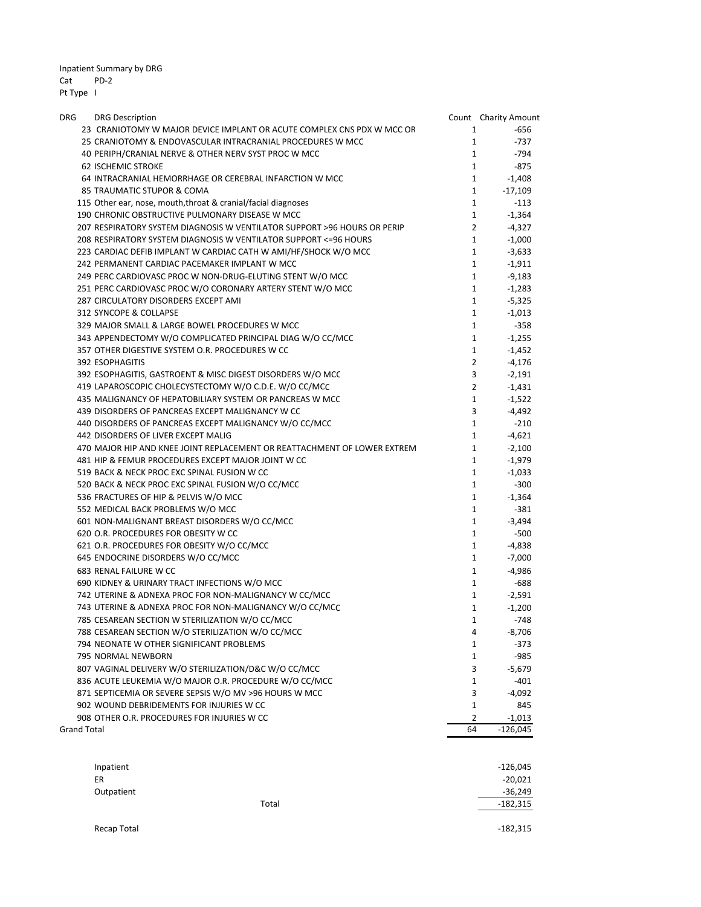Inpatient Summary by DRG
Cat PD-2
Pt Type I

| DRG | DRG Description | Count | Charity Amount |
|---|---|---|---|
| 23 | CRANIOTOMY W MAJOR DEVICE IMPLANT OR ACUTE COMPLEX CNS PDX W MCC OR | 1 | -656 |
| 25 | CRANIOTOMY & ENDOVASCULAR INTRACRANIAL PROCEDURES W MCC | 1 | -737 |
| 40 | PERIPH/CRANIAL NERVE & OTHER NERV SYST PROC W MCC | 1 | -794 |
| 62 | ISCHEMIC STROKE | 1 | -875 |
| 64 | INTRACRANIAL HEMORRHAGE OR CEREBRAL INFARCTION W MCC | 1 | -1,408 |
| 85 | TRAUMATIC STUPOR & COMA | 1 | -17,109 |
| 115 | Other ear, nose, mouth,throat & cranial/facial diagnoses | 1 | -113 |
| 190 | CHRONIC OBSTRUCTIVE PULMONARY DISEASE W MCC | 1 | -1,364 |
| 207 | RESPIRATORY SYSTEM DIAGNOSIS W VENTILATOR SUPPORT >96 HOURS OR PERIP | 2 | -4,327 |
| 208 | RESPIRATORY SYSTEM DIAGNOSIS W VENTILATOR SUPPORT <=96 HOURS | 1 | -1,000 |
| 223 | CARDIAC DEFIB IMPLANT W CARDIAC CATH W AMI/HF/SHOCK W/O MCC | 1 | -3,633 |
| 242 | PERMANENT CARDIAC PACEMAKER IMPLANT W MCC | 1 | -1,911 |
| 249 | PERC CARDIOVASC PROC W NON-DRUG-ELUTING STENT W/O MCC | 1 | -9,183 |
| 251 | PERC CARDIOVASC PROC W/O CORONARY ARTERY STENT W/O MCC | 1 | -1,283 |
| 287 | CIRCULATORY DISORDERS EXCEPT AMI | 1 | -5,325 |
| 312 | SYNCOPE & COLLAPSE | 1 | -1,013 |
| 329 | MAJOR SMALL & LARGE BOWEL PROCEDURES W MCC | 1 | -358 |
| 343 | APPENDECTOMY W/O COMPLICATED PRINCIPAL DIAG W/O CC/MCC | 1 | -1,255 |
| 357 | OTHER DIGESTIVE SYSTEM O.R. PROCEDURES W CC | 1 | -1,452 |
| 392 | ESOPHAGITIS | 2 | -4,176 |
| 392 | ESOPHAGITIS, GASTROENT & MISC DIGEST DISORDERS W/O MCC | 3 | -2,191 |
| 419 | LAPAROSCOPIC CHOLECYSTECTOMY W/O C.D.E. W/O CC/MCC | 2 | -1,431 |
| 435 | MALIGNANCY OF HEPATOBILIARY SYSTEM OR PANCREAS W MCC | 1 | -1,522 |
| 439 | DISORDERS OF PANCREAS EXCEPT MALIGNANCY W CC | 3 | -4,492 |
| 440 | DISORDERS OF PANCREAS EXCEPT MALIGNANCY W/O CC/MCC | 1 | -210 |
| 442 | DISORDERS OF LIVER EXCEPT MALIG | 1 | -4,621 |
| 470 | MAJOR HIP AND KNEE JOINT REPLACEMENT OR REATTACHMENT OF LOWER EXTREM | 1 | -2,100 |
| 481 | HIP & FEMUR PROCEDURES EXCEPT MAJOR JOINT W CC | 1 | -1,979 |
| 519 | BACK & NECK PROC EXC SPINAL FUSION W CC | 1 | -1,033 |
| 520 | BACK & NECK PROC EXC SPINAL FUSION W/O CC/MCC | 1 | -300 |
| 536 | FRACTURES OF HIP & PELVIS W/O MCC | 1 | -1,364 |
| 552 | MEDICAL BACK PROBLEMS W/O MCC | 1 | -381 |
| 601 | NON-MALIGNANT BREAST DISORDERS W/O CC/MCC | 1 | -3,494 |
| 620 | O.R. PROCEDURES FOR OBESITY W CC | 1 | -500 |
| 621 | O.R. PROCEDURES FOR OBESITY W/O CC/MCC | 1 | -4,838 |
| 645 | ENDOCRINE DISORDERS W/O CC/MCC | 1 | -7,000 |
| 683 | RENAL FAILURE W CC | 1 | -4,986 |
| 690 | KIDNEY & URINARY TRACT INFECTIONS W/O MCC | 1 | -688 |
| 742 | UTERINE & ADNEXA PROC FOR NON-MALIGNANCY W CC/MCC | 1 | -2,591 |
| 743 | UTERINE & ADNEXA PROC FOR NON-MALIGNANCY W/O CC/MCC | 1 | -1,200 |
| 785 | CESAREAN SECTION W STERILIZATION W/O CC/MCC | 1 | -748 |
| 788 | CESAREAN SECTION W/O STERILIZATION W/O CC/MCC | 4 | -8,706 |
| 794 | NEONATE W OTHER SIGNIFICANT PROBLEMS | 1 | -373 |
| 795 | NORMAL NEWBORN | 1 | -985 |
| 807 | VAGINAL DELIVERY W/O STERILIZATION/D&C W/O CC/MCC | 3 | -5,679 |
| 836 | ACUTE LEUKEMIA W/O MAJOR O.R. PROCEDURE W/O CC/MCC | 1 | -401 |
| 871 | SEPTICEMIA OR SEVERE SEPSIS W/O MV >96 HOURS W MCC | 3 | -4,092 |
| 902 | WOUND DEBRIDEMENTS FOR INJURIES W CC | 1 | 845 |
| 908 | OTHER O.R. PROCEDURES FOR INJURIES W CC | 2 | -1,013 |
| Grand Total | | 64 | -126,045 |

| | | |
|---|---|---|
| Inpatient | | -126,045 |
| ER | | -20,021 |
| Outpatient | | -36,249 |
| | Total | -182,315 |
| | | |
| Recap Total | | -182,315 |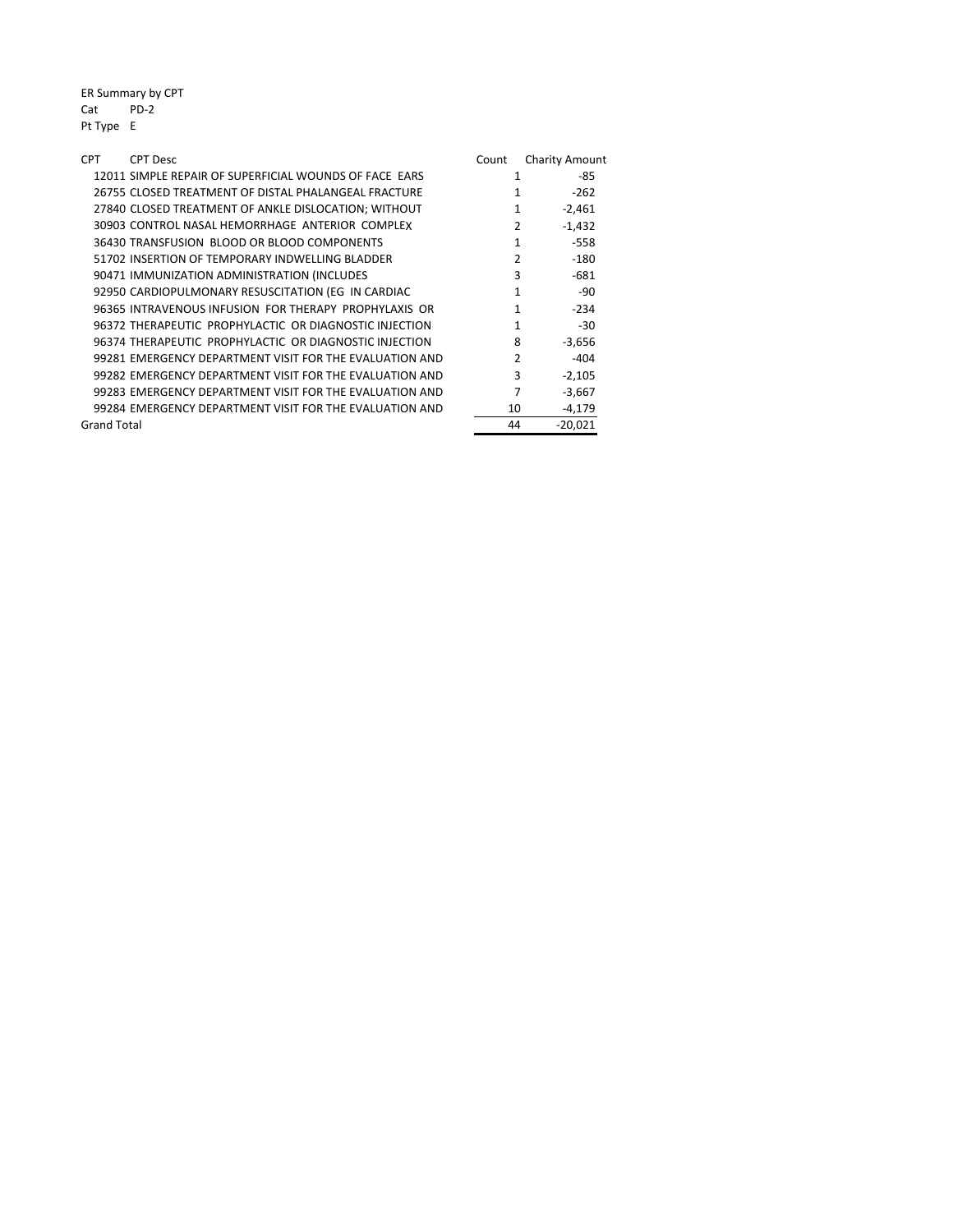ER Summary by CPT
Cat PD-2
Pt Type E

| CPT | CPT Desc | Count | Charity Amount |
|---|---|---|---|
| 12011 | SIMPLE REPAIR OF SUPERFICIAL WOUNDS OF FACE EARS | 1 | -85 |
| 26755 | CLOSED TREATMENT OF DISTAL PHALANGEAL FRACTURE | 1 | -262 |
| 27840 | CLOSED TREATMENT OF ANKLE DISLOCATION; WITHOUT | 1 | -2,461 |
| 30903 | CONTROL NASAL HEMORRHAGE ANTERIOR COMPLEX | 2 | -1,432 |
| 36430 | TRANSFUSION BLOOD OR BLOOD COMPONENTS | 1 | -558 |
| 51702 | INSERTION OF TEMPORARY INDWELLING BLADDER | 2 | -180 |
| 90471 | IMMUNIZATION ADMINISTRATION (INCLUDES | 3 | -681 |
| 92950 | CARDIOPULMONARY RESUSCITATION (EG IN CARDIAC | 1 | -90 |
| 96365 | INTRAVENOUS INFUSION FOR THERAPY PROPHYLAXIS OR | 1 | -234 |
| 96372 | THERAPEUTIC PROPHYLACTIC OR DIAGNOSTIC INJECTION | 1 | -30 |
| 96374 | THERAPEUTIC PROPHYLACTIC OR DIAGNOSTIC INJECTION | 8 | -3,656 |
| 99281 | EMERGENCY DEPARTMENT VISIT FOR THE EVALUATION AND | 2 | -404 |
| 99282 | EMERGENCY DEPARTMENT VISIT FOR THE EVALUATION AND | 3 | -2,105 |
| 99283 | EMERGENCY DEPARTMENT VISIT FOR THE EVALUATION AND | 7 | -3,667 |
| 99284 | EMERGENCY DEPARTMENT VISIT FOR THE EVALUATION AND | 10 | -4,179 |
| Grand Total | | 44 | -20,021 |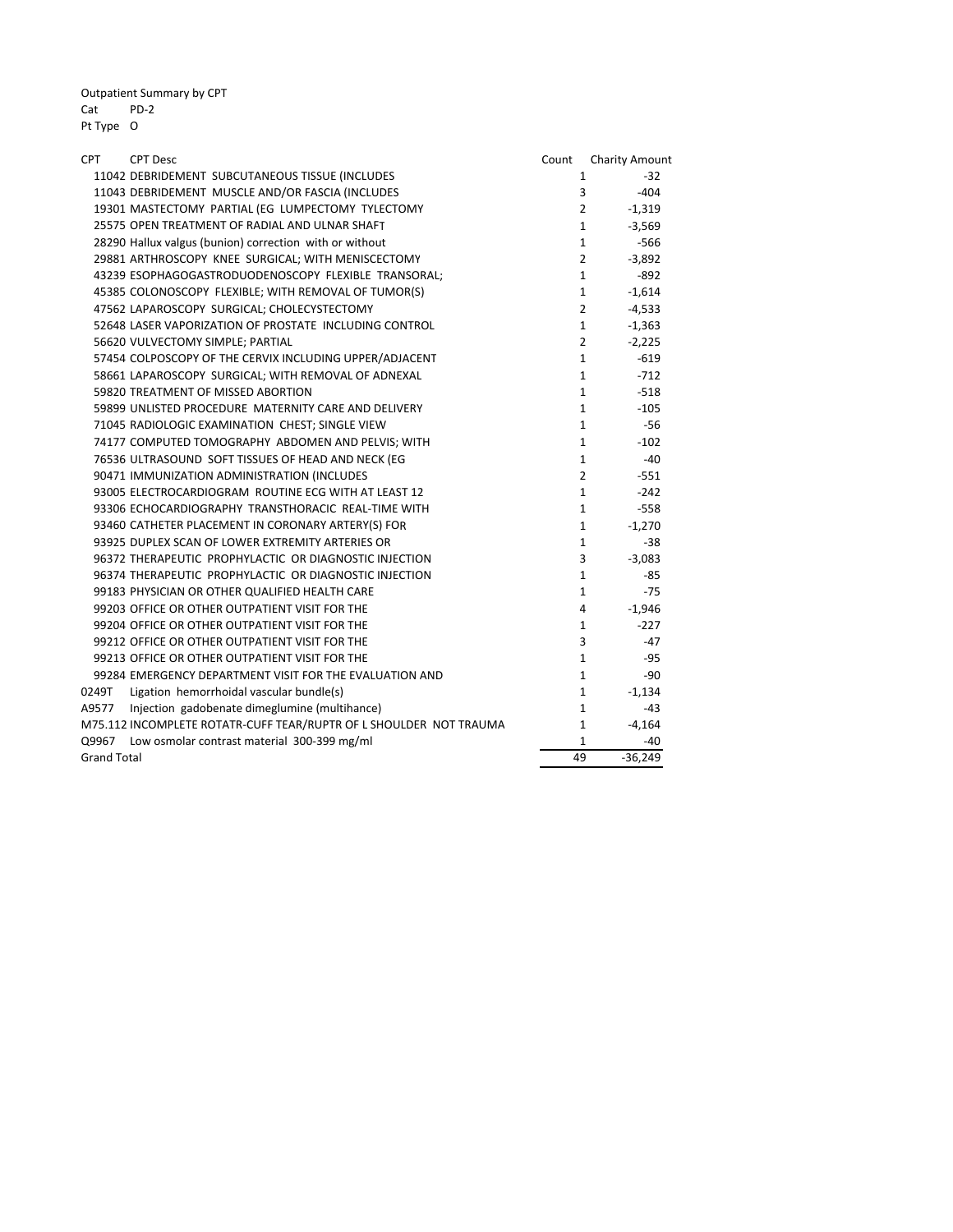Outpatient Summary by CPT
Cat PD-2
Pt Type O

| CPT | CPT Desc | Count | Charity Amount |
|---|---|---|---|
| 11042 | DEBRIDEMENT SUBCUTANEOUS TISSUE (INCLUDES | 1 | -32 |
| 11043 | DEBRIDEMENT MUSCLE AND/OR FASCIA (INCLUDES | 3 | -404 |
| 19301 | MASTECTOMY PARTIAL (EG LUMPECTOMY TYLECTOMY | 2 | -1,319 |
| 25575 | OPEN TREATMENT OF RADIAL AND ULNAR SHAFT | 1 | -3,569 |
| 28290 | Hallux valgus (bunion) correction with or without | 1 | -566 |
| 29881 | ARTHROSCOPY KNEE SURGICAL; WITH MENISCECTOMY | 2 | -3,892 |
| 43239 | ESOPHAGOGASTRODUODENOSCOPY FLEXIBLE TRANSORAL; | 1 | -892 |
| 45385 | COLONOSCOPY FLEXIBLE; WITH REMOVAL OF TUMOR(S) | 1 | -1,614 |
| 47562 | LAPAROSCOPY SURGICAL; CHOLECYSTECTOMY | 2 | -4,533 |
| 52648 | LASER VAPORIZATION OF PROSTATE INCLUDING CONTROL | 1 | -1,363 |
| 56620 | VULVECTOMY SIMPLE; PARTIAL | 2 | -2,225 |
| 57454 | COLPOSCOPY OF THE CERVIX INCLUDING UPPER/ADJACENT | 1 | -619 |
| 58661 | LAPAROSCOPY SURGICAL; WITH REMOVAL OF ADNEXAL | 1 | -712 |
| 59820 | TREATMENT OF MISSED ABORTION | 1 | -518 |
| 59899 | UNLISTED PROCEDURE MATERNITY CARE AND DELIVERY | 1 | -105 |
| 71045 | RADIOLOGIC EXAMINATION CHEST; SINGLE VIEW | 1 | -56 |
| 74177 | COMPUTED TOMOGRAPHY ABDOMEN AND PELVIS; WITH | 1 | -102 |
| 76536 | ULTRASOUND SOFT TISSUES OF HEAD AND NECK (EG | 1 | -40 |
| 90471 | IMMUNIZATION ADMINISTRATION (INCLUDES | 2 | -551 |
| 93005 | ELECTROCARDIOGRAM ROUTINE ECG WITH AT LEAST 12 | 1 | -242 |
| 93306 | ECHOCARDIOGRAPHY TRANSTHORACIC REAL-TIME WITH | 1 | -558 |
| 93460 | CATHETER PLACEMENT IN CORONARY ARTERY(S) FOR | 1 | -1,270 |
| 93925 | DUPLEX SCAN OF LOWER EXTREMITY ARTERIES OR | 1 | -38 |
| 96372 | THERAPEUTIC PROPHYLACTIC OR DIAGNOSTIC INJECTION | 3 | -3,083 |
| 96374 | THERAPEUTIC PROPHYLACTIC OR DIAGNOSTIC INJECTION | 1 | -85 |
| 99183 | PHYSICIAN OR OTHER QUALIFIED HEALTH CARE | 1 | -75 |
| 99203 | OFFICE OR OTHER OUTPATIENT VISIT FOR THE | 4 | -1,946 |
| 99204 | OFFICE OR OTHER OUTPATIENT VISIT FOR THE | 1 | -227 |
| 99212 | OFFICE OR OTHER OUTPATIENT VISIT FOR THE | 3 | -47 |
| 99213 | OFFICE OR OTHER OUTPATIENT VISIT FOR THE | 1 | -95 |
| 99284 | EMERGENCY DEPARTMENT VISIT FOR THE EVALUATION AND | 1 | -90 |
| 0249T | Ligation hemorrhoidal vascular bundle(s) | 1 | -1,134 |
| A9577 | Injection gadobenate dimeglumine (multihance) | 1 | -43 |
| M75.112 | INCOMPLETE ROTATR-CUFF TEAR/RUPTR OF L SHOULDER NOT TRAUMA | 1 | -4,164 |
| Q9967 | Low osmolar contrast material 300-399 mg/ml | 1 | -40 |
| Grand Total | | 49 | -36,249 |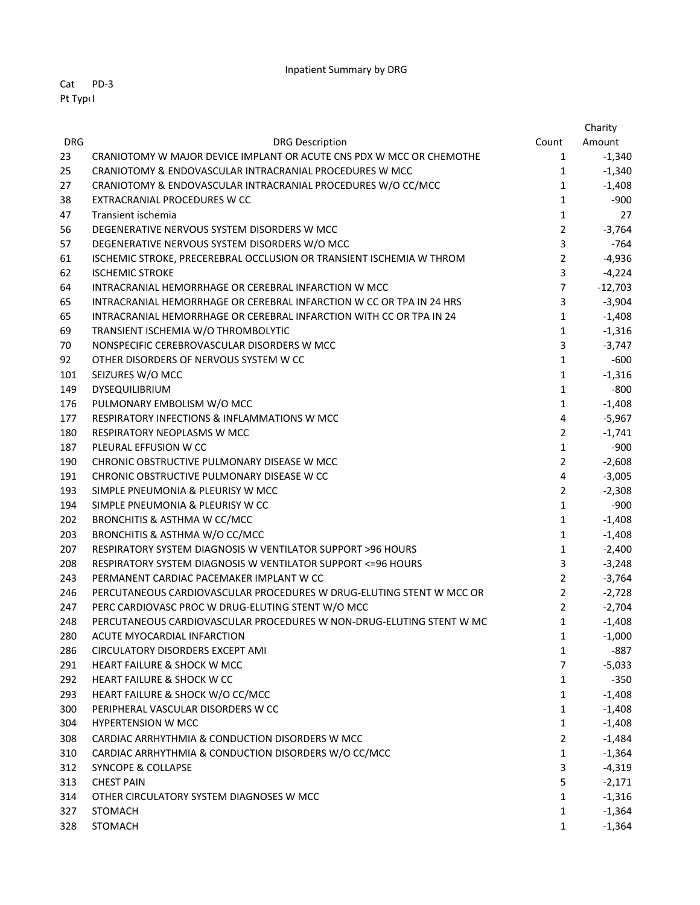Inpatient Summary by DRG

Cat PD-3

Pt Type I

| DRG | DRG Description | Count | Charity Amount |
|---|---|---|---|
| 23 | CRANIOTOMY W MAJOR DEVICE IMPLANT OR ACUTE CNS PDX W MCC OR CHEMOTHE | 1 | -1,340 |
| 25 | CRANIOTOMY & ENDOVASCULAR INTRACRANIAL PROCEDURES W MCC | 1 | -1,340 |
| 27 | CRANIOTOMY & ENDOVASCULAR INTRACRANIAL PROCEDURES W/O CC/MCC | 1 | -1,408 |
| 38 | EXTRACRANIAL PROCEDURES W CC | 1 | -900 |
| 47 | Transient ischemia | 1 | 27 |
| 56 | DEGENERATIVE NERVOUS SYSTEM DISORDERS W MCC | 2 | -3,764 |
| 57 | DEGENERATIVE NERVOUS SYSTEM DISORDERS W/O MCC | 3 | -764 |
| 61 | ISCHEMIC STROKE, PRECEREBRAL OCCLUSION OR TRANSIENT ISCHEMIA W THROM | 2 | -4,936 |
| 62 | ISCHEMIC STROKE | 3 | -4,224 |
| 64 | INTRACRANIAL HEMORRHAGE OR CEREBRAL INFARCTION W MCC | 7 | -12,703 |
| 65 | INTRACRANIAL HEMORRHAGE OR CEREBRAL INFARCTION W CC OR TPA IN 24 HRS | 3 | -3,904 |
| 65 | INTRACRANIAL HEMORRHAGE OR CEREBRAL INFARCTION WITH CC OR TPA IN 24 | 1 | -1,408 |
| 69 | TRANSIENT ISCHEMIA W/O THROMBOLYTIC | 1 | -1,316 |
| 70 | NONSPECIFIC CEREBROVASCULAR DISORDERS W MCC | 3 | -3,747 |
| 92 | OTHER DISORDERS OF NERVOUS SYSTEM W CC | 1 | -600 |
| 101 | SEIZURES W/O MCC | 1 | -1,316 |
| 149 | DYSEQUILIBRIUM | 1 | -800 |
| 176 | PULMONARY EMBOLISM W/O MCC | 1 | -1,408 |
| 177 | RESPIRATORY INFECTIONS & INFLAMMATIONS W MCC | 4 | -5,967 |
| 180 | RESPIRATORY NEOPLASMS W MCC | 2 | -1,741 |
| 187 | PLEURAL EFFUSION W CC | 1 | -900 |
| 190 | CHRONIC OBSTRUCTIVE PULMONARY DISEASE W MCC | 2 | -2,608 |
| 191 | CHRONIC OBSTRUCTIVE PULMONARY DISEASE W CC | 4 | -3,005 |
| 193 | SIMPLE PNEUMONIA & PLEURISY W MCC | 2 | -2,308 |
| 194 | SIMPLE PNEUMONIA & PLEURISY W CC | 1 | -900 |
| 202 | BRONCHITIS & ASTHMA W CC/MCC | 1 | -1,408 |
| 203 | BRONCHITIS & ASTHMA W/O CC/MCC | 1 | -1,408 |
| 207 | RESPIRATORY SYSTEM DIAGNOSIS W VENTILATOR SUPPORT >96 HOURS | 1 | -2,400 |
| 208 | RESPIRATORY SYSTEM DIAGNOSIS W VENTILATOR SUPPORT <=96 HOURS | 3 | -3,248 |
| 243 | PERMANENT CARDIAC PACEMAKER IMPLANT W CC | 2 | -3,764 |
| 246 | PERCUTANEOUS CARDIOVASCULAR PROCEDURES W DRUG-ELUTING STENT W MCC OR | 2 | -2,728 |
| 247 | PERC CARDIOVASC PROC W DRUG-ELUTING STENT W/O MCC | 2 | -2,704 |
| 248 | PERCUTANEOUS CARDIOVASCULAR PROCEDURES W NON-DRUG-ELUTING STENT W MC | 1 | -1,408 |
| 280 | ACUTE MYOCARDIAL INFARCTION | 1 | -1,000 |
| 286 | CIRCULATORY DISORDERS EXCEPT AMI | 1 | -887 |
| 291 | HEART FAILURE & SHOCK W MCC | 7 | -5,033 |
| 292 | HEART FAILURE & SHOCK W CC | 1 | -350 |
| 293 | HEART FAILURE & SHOCK W/O CC/MCC | 1 | -1,408 |
| 300 | PERIPHERAL VASCULAR DISORDERS W CC | 1 | -1,408 |
| 304 | HYPERTENSION W MCC | 1 | -1,408 |
| 308 | CARDIAC ARRHYTHMIA & CONDUCTION DISORDERS W MCC | 2 | -1,484 |
| 310 | CARDIAC ARRHYTHMIA & CONDUCTION DISORDERS W/O CC/MCC | 1 | -1,364 |
| 312 | SYNCOPE & COLLAPSE | 3 | -4,319 |
| 313 | CHEST PAIN | 5 | -2,171 |
| 314 | OTHER CIRCULATORY SYSTEM DIAGNOSES W MCC | 1 | -1,316 |
| 327 | STOMACH | 1 | -1,364 |
| 328 | STOMACH | 1 | -1,364 |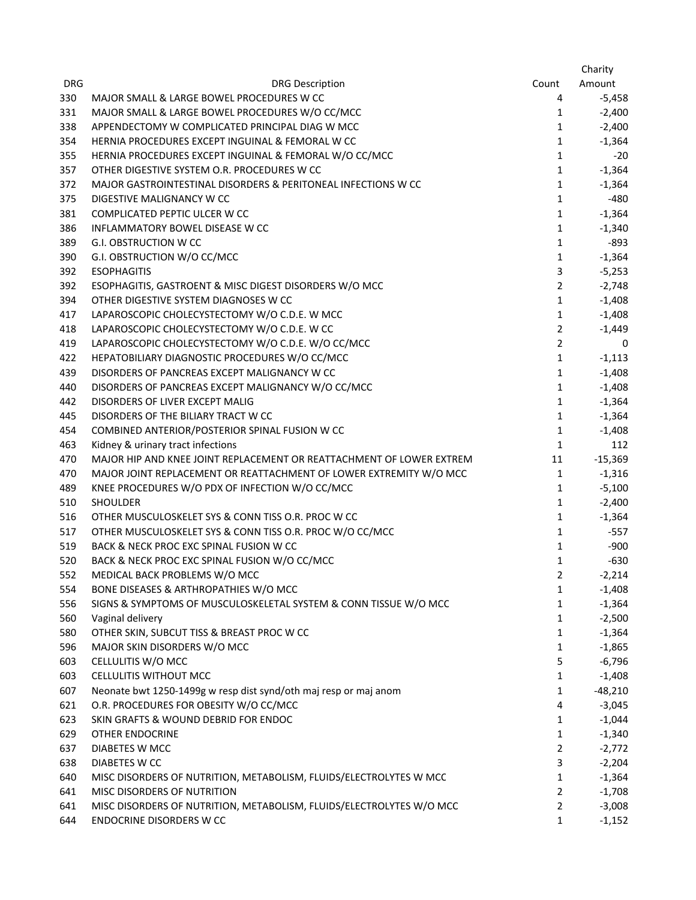| DRG | DRG Description | Count | Charity Amount |
|---|---|---|---|
| 330 | MAJOR SMALL & LARGE BOWEL PROCEDURES W CC | 4 | -5,458 |
| 331 | MAJOR SMALL & LARGE BOWEL PROCEDURES W/O CC/MCC | 1 | -2,400 |
| 338 | APPENDECTOMY W COMPLICATED PRINCIPAL DIAG W MCC | 1 | -2,400 |
| 354 | HERNIA PROCEDURES EXCEPT INGUINAL & FEMORAL W CC | 1 | -1,364 |
| 355 | HERNIA PROCEDURES EXCEPT INGUINAL & FEMORAL W/O CC/MCC | 1 | -20 |
| 357 | OTHER DIGESTIVE SYSTEM O.R. PROCEDURES W CC | 1 | -1,364 |
| 372 | MAJOR GASTROINTESTINAL DISORDERS & PERITONEAL INFECTIONS W CC | 1 | -1,364 |
| 375 | DIGESTIVE MALIGNANCY W CC | 1 | -480 |
| 381 | COMPLICATED PEPTIC ULCER W CC | 1 | -1,364 |
| 386 | INFLAMMATORY BOWEL DISEASE W CC | 1 | -1,340 |
| 389 | G.I. OBSTRUCTION W CC | 1 | -893 |
| 390 | G.I. OBSTRUCTION W/O CC/MCC | 1 | -1,364 |
| 392 | ESOPHAGITIS | 3 | -5,253 |
| 392 | ESOPHAGITIS, GASTROENT & MISC DIGEST DISORDERS W/O MCC | 2 | -2,748 |
| 394 | OTHER DIGESTIVE SYSTEM DIAGNOSES W CC | 1 | -1,408 |
| 417 | LAPAROSCOPIC CHOLECYSTECTOMY W/O C.D.E. W MCC | 1 | -1,408 |
| 418 | LAPAROSCOPIC CHOLECYSTECTOMY W/O C.D.E. W CC | 2 | -1,449 |
| 419 | LAPAROSCOPIC CHOLECYSTECTOMY W/O C.D.E. W/O CC/MCC | 2 | 0 |
| 422 | HEPATOBILIARY DIAGNOSTIC PROCEDURES W/O CC/MCC | 1 | -1,113 |
| 439 | DISORDERS OF PANCREAS EXCEPT MALIGNANCY W CC | 1 | -1,408 |
| 440 | DISORDERS OF PANCREAS EXCEPT MALIGNANCY W/O CC/MCC | 1 | -1,408 |
| 442 | DISORDERS OF LIVER EXCEPT MALIG | 1 | -1,364 |
| 445 | DISORDERS OF THE BILIARY TRACT W CC | 1 | -1,364 |
| 454 | COMBINED ANTERIOR/POSTERIOR SPINAL FUSION W CC | 1 | -1,408 |
| 463 | Kidney & urinary tract infections | 1 | 112 |
| 470 | MAJOR HIP AND KNEE JOINT REPLACEMENT OR REATTACHMENT OF LOWER EXTREM | 11 | -15,369 |
| 470 | MAJOR JOINT REPLACEMENT OR REATTACHMENT OF LOWER EXTREMITY W/O MCC | 1 | -1,316 |
| 489 | KNEE PROCEDURES W/O PDX OF INFECTION W/O CC/MCC | 1 | -5,100 |
| 510 | SHOULDER | 1 | -2,400 |
| 516 | OTHER MUSCULOSKELET SYS & CONN TISS O.R. PROC W CC | 1 | -1,364 |
| 517 | OTHER MUSCULOSKELET SYS & CONN TISS O.R. PROC W/O CC/MCC | 1 | -557 |
| 519 | BACK & NECK PROC EXC SPINAL FUSION W CC | 1 | -900 |
| 520 | BACK & NECK PROC EXC SPINAL FUSION W/O CC/MCC | 1 | -630 |
| 552 | MEDICAL BACK PROBLEMS W/O MCC | 2 | -2,214 |
| 554 | BONE DISEASES & ARTHROPATHIES W/O MCC | 1 | -1,408 |
| 556 | SIGNS & SYMPTOMS OF MUSCULOSKELETAL SYSTEM & CONN TISSUE W/O MCC | 1 | -1,364 |
| 560 | Vaginal delivery | 1 | -2,500 |
| 580 | OTHER SKIN, SUBCUT TISS & BREAST PROC W CC | 1 | -1,364 |
| 596 | MAJOR SKIN DISORDERS W/O MCC | 1 | -1,865 |
| 603 | CELLULITIS W/O MCC | 5 | -6,796 |
| 603 | CELLULITIS WITHOUT MCC | 1 | -1,408 |
| 607 | Neonate bwt 1250-1499g w resp dist synd/oth maj resp or maj anom | 1 | -48,210 |
| 621 | O.R. PROCEDURES FOR OBESITY W/O CC/MCC | 4 | -3,045 |
| 623 | SKIN GRAFTS & WOUND DEBRID FOR ENDOC | 1 | -1,044 |
| 629 | OTHER ENDOCRINE | 1 | -1,340 |
| 637 | DIABETES W MCC | 2 | -2,772 |
| 638 | DIABETES W CC | 3 | -2,204 |
| 640 | MISC DISORDERS OF NUTRITION, METABOLISM, FLUIDS/ELECTROLYTES W MCC | 1 | -1,364 |
| 641 | MISC DISORDERS OF NUTRITION | 2 | -1,708 |
| 641 | MISC DISORDERS OF NUTRITION, METABOLISM, FLUIDS/ELECTROLYTES W/O MCC | 2 | -3,008 |
| 644 | ENDOCRINE DISORDERS W CC | 1 | -1,152 |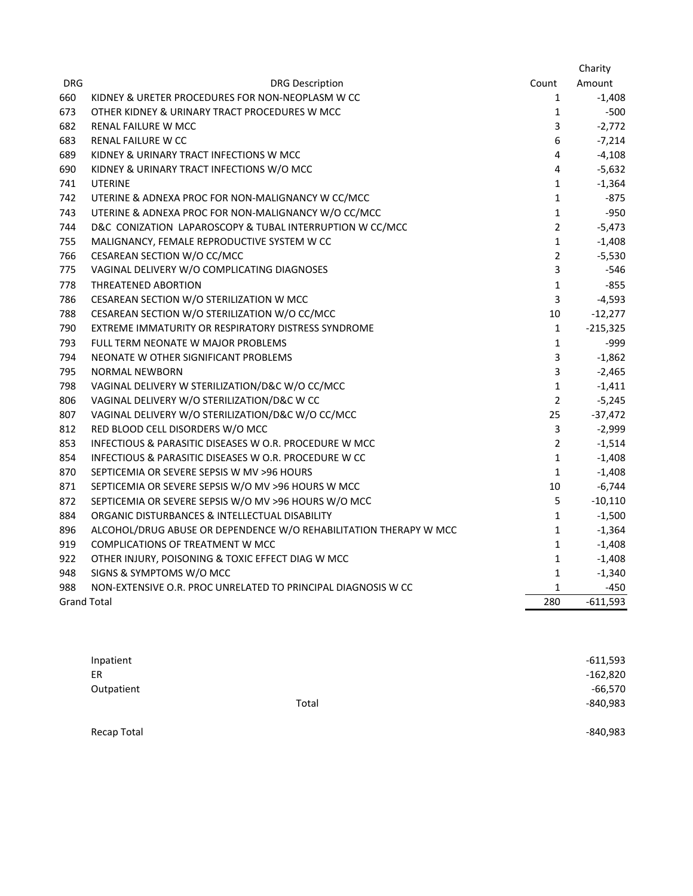| DRG | DRG Description | Count | Charity Amount |
|---|---|---|---|
| 660 | KIDNEY & URETER PROCEDURES FOR NON-NEOPLASM W CC | 1 | -1,408 |
| 673 | OTHER KIDNEY & URINARY TRACT PROCEDURES W MCC | 1 | -500 |
| 682 | RENAL FAILURE W MCC | 3 | -2,772 |
| 683 | RENAL FAILURE W CC | 6 | -7,214 |
| 689 | KIDNEY & URINARY TRACT INFECTIONS W MCC | 4 | -4,108 |
| 690 | KIDNEY & URINARY TRACT INFECTIONS W/O MCC | 4 | -5,632 |
| 741 | UTERINE | 1 | -1,364 |
| 742 | UTERINE & ADNEXA PROC FOR NON-MALIGNANCY W CC/MCC | 1 | -875 |
| 743 | UTERINE & ADNEXA PROC FOR NON-MALIGNANCY W/O CC/MCC | 1 | -950 |
| 744 | D&C CONIZATION LAPAROSCOPY & TUBAL INTERRUPTION W CC/MCC | 2 | -5,473 |
| 755 | MALIGNANCY, FEMALE REPRODUCTIVE SYSTEM W CC | 1 | -1,408 |
| 766 | CESAREAN SECTION W/O CC/MCC | 2 | -5,530 |
| 775 | VAGINAL DELIVERY W/O COMPLICATING DIAGNOSES | 3 | -546 |
| 778 | THREATENED ABORTION | 1 | -855 |
| 786 | CESAREAN SECTION W/O STERILIZATION W MCC | 3 | -4,593 |
| 788 | CESAREAN SECTION W/O STERILIZATION W/O CC/MCC | 10 | -12,277 |
| 790 | EXTREME IMMATURITY OR RESPIRATORY DISTRESS SYNDROME | 1 | -215,325 |
| 793 | FULL TERM NEONATE W MAJOR PROBLEMS | 1 | -999 |
| 794 | NEONATE W OTHER SIGNIFICANT PROBLEMS | 3 | -1,862 |
| 795 | NORMAL NEWBORN | 3 | -2,465 |
| 798 | VAGINAL DELIVERY W STERILIZATION/D&C W/O CC/MCC | 1 | -1,411 |
| 806 | VAGINAL DELIVERY W/O STERILIZATION/D&C W CC | 2 | -5,245 |
| 807 | VAGINAL DELIVERY W/O STERILIZATION/D&C W/O CC/MCC | 25 | -37,472 |
| 812 | RED BLOOD CELL DISORDERS W/O MCC | 3 | -2,999 |
| 853 | INFECTIOUS & PARASITIC DISEASES W O.R. PROCEDURE W MCC | 2 | -1,514 |
| 854 | INFECTIOUS & PARASITIC DISEASES W O.R. PROCEDURE W CC | 1 | -1,408 |
| 870 | SEPTICEMIA OR SEVERE SEPSIS W MV >96 HOURS | 1 | -1,408 |
| 871 | SEPTICEMIA OR SEVERE SEPSIS W/O MV >96 HOURS W MCC | 10 | -6,744 |
| 872 | SEPTICEMIA OR SEVERE SEPSIS W/O MV >96 HOURS W/O MCC | 5 | -10,110 |
| 884 | ORGANIC DISTURBANCES & INTELLECTUAL DISABILITY | 1 | -1,500 |
| 896 | ALCOHOL/DRUG ABUSE OR DEPENDENCE W/O REHABILITATION THERAPY W MCC | 1 | -1,364 |
| 919 | COMPLICATIONS OF TREATMENT W MCC | 1 | -1,408 |
| 922 | OTHER INJURY, POISONING & TOXIC EFFECT DIAG W MCC | 1 | -1,408 |
| 948 | SIGNS & SYMPTOMS W/O MCC | 1 | -1,340 |
| 988 | NON-EXTENSIVE O.R. PROC UNRELATED TO PRINCIPAL DIAGNOSIS W CC | 1 | -450 |
| Grand Total | | 280 | -611,593 |

| | | |
|---|---|---|
| Inpatient | | -611,593 |
| ER | | -162,820 |
| Outpatient | | -66,570 |
| | Total | -840,983 |
| | | |
| Recap Total | | -840,983 |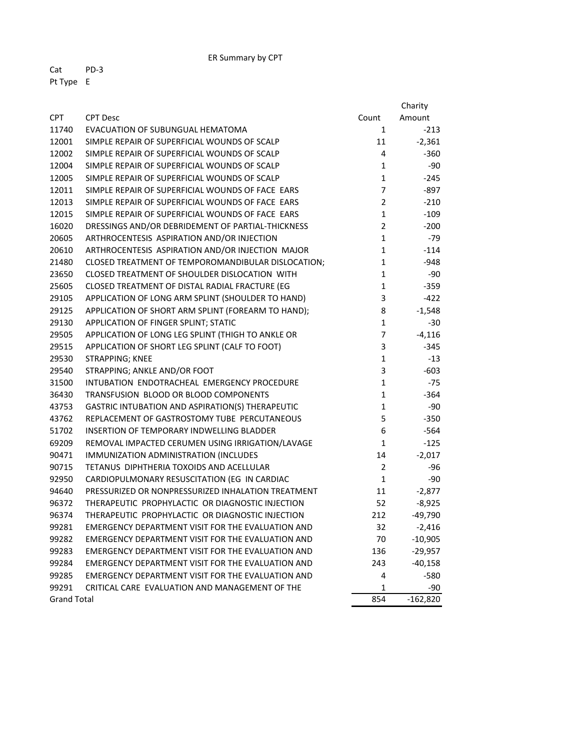ER Summary by CPT

Cat PD-3

Pt Type E

| CPT | CPT Desc | Count | Charity Amount |
|---|---|---|---|
| 11740 | EVACUATION OF SUBUNGUAL HEMATOMA | 1 | -213 |
| 12001 | SIMPLE REPAIR OF SUPERFICIAL WOUNDS OF SCALP | 11 | -2,361 |
| 12002 | SIMPLE REPAIR OF SUPERFICIAL WOUNDS OF SCALP | 4 | -360 |
| 12004 | SIMPLE REPAIR OF SUPERFICIAL WOUNDS OF SCALP | 1 | -90 |
| 12005 | SIMPLE REPAIR OF SUPERFICIAL WOUNDS OF SCALP | 1 | -245 |
| 12011 | SIMPLE REPAIR OF SUPERFICIAL WOUNDS OF FACE EARS | 7 | -897 |
| 12013 | SIMPLE REPAIR OF SUPERFICIAL WOUNDS OF FACE EARS | 2 | -210 |
| 12015 | SIMPLE REPAIR OF SUPERFICIAL WOUNDS OF FACE EARS | 1 | -109 |
| 16020 | DRESSINGS AND/OR DEBRIDEMENT OF PARTIAL-THICKNESS | 2 | -200 |
| 20605 | ARTHROCENTESIS ASPIRATION AND/OR INJECTION | 1 | -79 |
| 20610 | ARTHROCENTESIS ASPIRATION AND/OR INJECTION MAJOR | 1 | -114 |
| 21480 | CLOSED TREATMENT OF TEMPOROMANDIBULAR DISLOCATION; | 1 | -948 |
| 23650 | CLOSED TREATMENT OF SHOULDER DISLOCATION WITH | 1 | -90 |
| 25605 | CLOSED TREATMENT OF DISTAL RADIAL FRACTURE (EG | 1 | -359 |
| 29105 | APPLICATION OF LONG ARM SPLINT (SHOULDER TO HAND) | 3 | -422 |
| 29125 | APPLICATION OF SHORT ARM SPLINT (FOREARM TO HAND); | 8 | -1,548 |
| 29130 | APPLICATION OF FINGER SPLINT; STATIC | 1 | -30 |
| 29505 | APPLICATION OF LONG LEG SPLINT (THIGH TO ANKLE OR | 7 | -4,116 |
| 29515 | APPLICATION OF SHORT LEG SPLINT (CALF TO FOOT) | 3 | -345 |
| 29530 | STRAPPING; KNEE | 1 | -13 |
| 29540 | STRAPPING; ANKLE AND/OR FOOT | 3 | -603 |
| 31500 | INTUBATION ENDOTRACHEAL EMERGENCY PROCEDURE | 1 | -75 |
| 36430 | TRANSFUSION BLOOD OR BLOOD COMPONENTS | 1 | -364 |
| 43753 | GASTRIC INTUBATION AND ASPIRATION(S) THERAPEUTIC | 1 | -90 |
| 43762 | REPLACEMENT OF GASTROSTOMY TUBE PERCUTANEOUS | 5 | -350 |
| 51702 | INSERTION OF TEMPORARY INDWELLING BLADDER | 6 | -564 |
| 69209 | REMOVAL IMPACTED CERUMEN USING IRRIGATION/LAVAGE | 1 | -125 |
| 90471 | IMMUNIZATION ADMINISTRATION (INCLUDES | 14 | -2,017 |
| 90715 | TETANUS DIPHTHERIA TOXOIDS AND ACELLULAR | 2 | -96 |
| 92950 | CARDIOPULMONARY RESUSCITATION (EG IN CARDIAC | 1 | -90 |
| 94640 | PRESSURIZED OR NONPRESSURIZED INHALATION TREATMENT | 11 | -2,877 |
| 96372 | THERAPEUTIC PROPHYLACTIC OR DIAGNOSTIC INJECTION | 52 | -8,925 |
| 96374 | THERAPEUTIC PROPHYLACTIC OR DIAGNOSTIC INJECTION | 212 | -49,790 |
| 99281 | EMERGENCY DEPARTMENT VISIT FOR THE EVALUATION AND | 32 | -2,416 |
| 99282 | EMERGENCY DEPARTMENT VISIT FOR THE EVALUATION AND | 70 | -10,905 |
| 99283 | EMERGENCY DEPARTMENT VISIT FOR THE EVALUATION AND | 136 | -29,957 |
| 99284 | EMERGENCY DEPARTMENT VISIT FOR THE EVALUATION AND | 243 | -40,158 |
| 99285 | EMERGENCY DEPARTMENT VISIT FOR THE EVALUATION AND | 4 | -580 |
| 99291 | CRITICAL CARE EVALUATION AND MANAGEMENT OF THE | 1 | -90 |
| Grand Total | | 854 | -162,820 |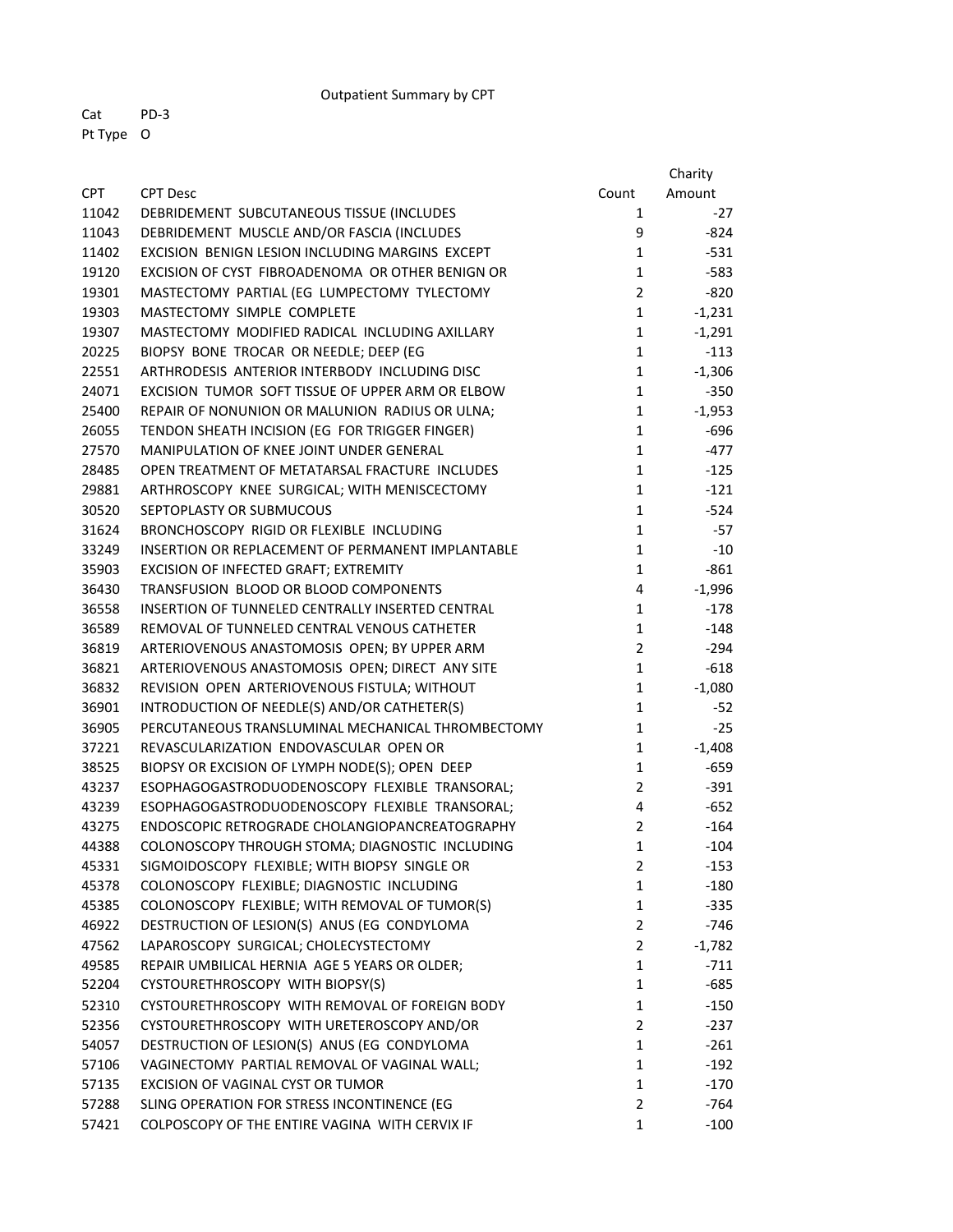Outpatient Summary by CPT

Cat PD-3
Pt Type O

| CPT | CPT Desc | Count | Charity Amount |
|---|---|---|---|
| 11042 | DEBRIDEMENT SUBCUTANEOUS TISSUE (INCLUDES | 1 | -27 |
| 11043 | DEBRIDEMENT MUSCLE AND/OR FASCIA (INCLUDES | 9 | -824 |
| 11402 | EXCISION BENIGN LESION INCLUDING MARGINS EXCEPT | 1 | -531 |
| 19120 | EXCISION OF CYST FIBROADENOMA OR OTHER BENIGN OR | 1 | -583 |
| 19301 | MASTECTOMY PARTIAL (EG LUMPECTOMY TYLECTOMY | 2 | -820 |
| 19303 | MASTECTOMY SIMPLE COMPLETE | 1 | -1,231 |
| 19307 | MASTECTOMY MODIFIED RADICAL INCLUDING AXILLARY | 1 | -1,291 |
| 20225 | BIOPSY BONE TROCAR OR NEEDLE; DEEP (EG | 1 | -113 |
| 22551 | ARTHRODESIS ANTERIOR INTERBODY INCLUDING DISC | 1 | -1,306 |
| 24071 | EXCISION TUMOR SOFT TISSUE OF UPPER ARM OR ELBOW | 1 | -350 |
| 25400 | REPAIR OF NONUNION OR MALUNION RADIUS OR ULNA; | 1 | -1,953 |
| 26055 | TENDON SHEATH INCISION (EG FOR TRIGGER FINGER) | 1 | -696 |
| 27570 | MANIPULATION OF KNEE JOINT UNDER GENERAL | 1 | -477 |
| 28485 | OPEN TREATMENT OF METATARSAL FRACTURE INCLUDES | 1 | -125 |
| 29881 | ARTHROSCOPY KNEE SURGICAL; WITH MENISCECTOMY | 1 | -121 |
| 30520 | SEPTOPLASTY OR SUBMUCOUS | 1 | -524 |
| 31624 | BRONCHOSCOPY RIGID OR FLEXIBLE INCLUDING | 1 | -57 |
| 33249 | INSERTION OR REPLACEMENT OF PERMANENT IMPLANTABLE | 1 | -10 |
| 35903 | EXCISION OF INFECTED GRAFT; EXTREMITY | 1 | -861 |
| 36430 | TRANSFUSION BLOOD OR BLOOD COMPONENTS | 4 | -1,996 |
| 36558 | INSERTION OF TUNNELED CENTRALLY INSERTED CENTRAL | 1 | -178 |
| 36589 | REMOVAL OF TUNNELED CENTRAL VENOUS CATHETER | 1 | -148 |
| 36819 | ARTERIOVENOUS ANASTOMOSIS OPEN; BY UPPER ARM | 2 | -294 |
| 36821 | ARTERIOVENOUS ANASTOMOSIS OPEN; DIRECT ANY SITE | 1 | -618 |
| 36832 | REVISION OPEN ARTERIOVENOUS FISTULA; WITHOUT | 1 | -1,080 |
| 36901 | INTRODUCTION OF NEEDLE(S) AND/OR CATHETER(S) | 1 | -52 |
| 36905 | PERCUTANEOUS TRANSLUMINAL MECHANICAL THROMBECTOMY | 1 | -25 |
| 37221 | REVASCULARIZATION ENDOVASCULAR OPEN OR | 1 | -1,408 |
| 38525 | BIOPSY OR EXCISION OF LYMPH NODE(S); OPEN DEEP | 1 | -659 |
| 43237 | ESOPHAGOGASTRODUODENOSCOPY FLEXIBLE TRANSORAL; | 2 | -391 |
| 43239 | ESOPHAGOGASTRODUODENOSCOPY FLEXIBLE TRANSORAL; | 4 | -652 |
| 43275 | ENDOSCOPIC RETROGRADE CHOLANGIOPANCREATOGRAPHY | 2 | -164 |
| 44388 | COLONOSCOPY THROUGH STOMA; DIAGNOSTIC INCLUDING | 1 | -104 |
| 45331 | SIGMOIDOSCOPY FLEXIBLE; WITH BIOPSY SINGLE OR | 2 | -153 |
| 45378 | COLONOSCOPY FLEXIBLE; DIAGNOSTIC INCLUDING | 1 | -180 |
| 45385 | COLONOSCOPY FLEXIBLE; WITH REMOVAL OF TUMOR(S) | 1 | -335 |
| 46922 | DESTRUCTION OF LESION(S) ANUS (EG CONDYLOMA | 2 | -746 |
| 47562 | LAPAROSCOPY SURGICAL; CHOLECYSTECTOMY | 2 | -1,782 |
| 49585 | REPAIR UMBILICAL HERNIA AGE 5 YEARS OR OLDER; | 1 | -711 |
| 52204 | CYSTOURETHROSCOPY WITH BIOPSY(S) | 1 | -685 |
| 52310 | CYSTOURETHROSCOPY WITH REMOVAL OF FOREIGN BODY | 1 | -150 |
| 52356 | CYSTOURETHROSCOPY WITH URETEROSCOPY AND/OR | 2 | -237 |
| 54057 | DESTRUCTION OF LESION(S) ANUS (EG CONDYLOMA | 1 | -261 |
| 57106 | VAGINECTOMY PARTIAL REMOVAL OF VAGINAL WALL; | 1 | -192 |
| 57135 | EXCISION OF VAGINAL CYST OR TUMOR | 1 | -170 |
| 57288 | SLING OPERATION FOR STRESS INCONTINENCE (EG | 2 | -764 |
| 57421 | COLPOSCOPY OF THE ENTIRE VAGINA WITH CERVIX IF | 1 | -100 |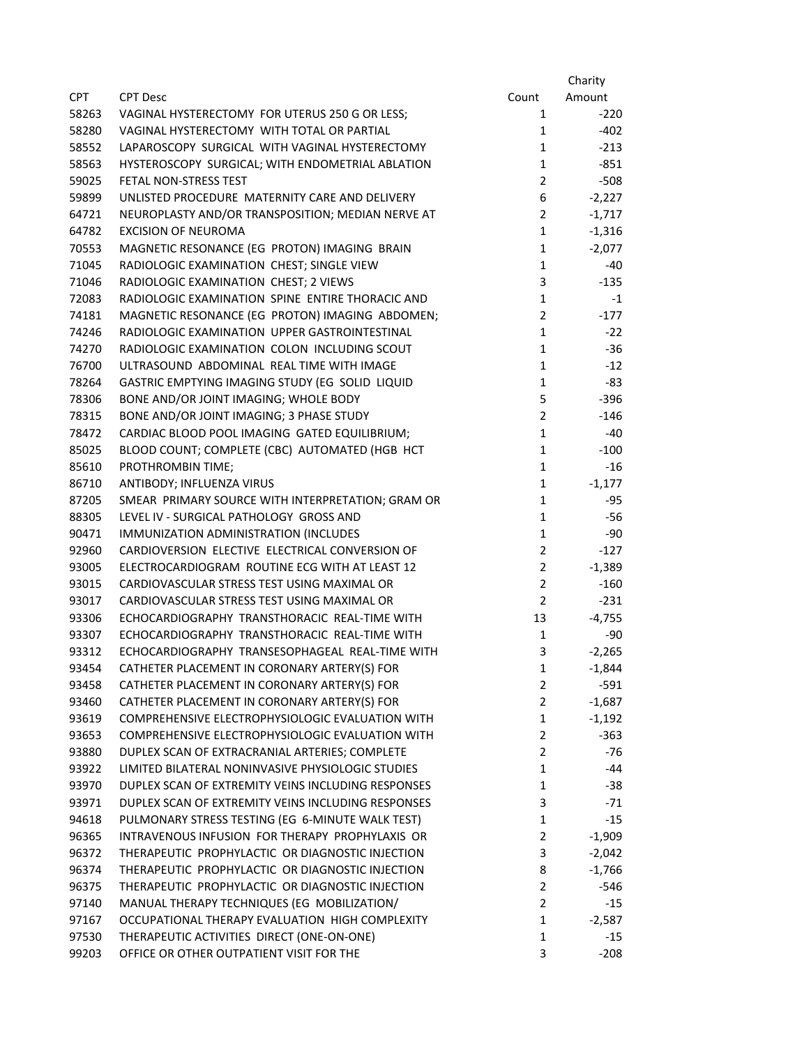| CPT | CPT Desc | Count | Charity Amount |
|---|---|---|---|
| 58263 | VAGINAL HYSTERECTOMY FOR UTERUS 250 G OR LESS; | 1 | -220 |
| 58280 | VAGINAL HYSTERECTOMY WITH TOTAL OR PARTIAL | 1 | -402 |
| 58552 | LAPAROSCOPY SURGICAL WITH VAGINAL HYSTERECTOMY | 1 | -213 |
| 58563 | HYSTEROSCOPY SURGICAL; WITH ENDOMETRIAL ABLATION | 1 | -851 |
| 59025 | FETAL NON-STRESS TEST | 2 | -508 |
| 59899 | UNLISTED PROCEDURE MATERNITY CARE AND DELIVERY | 6 | -2,227 |
| 64721 | NEUROPLASTY AND/OR TRANSPOSITION; MEDIAN NERVE AT | 2 | -1,717 |
| 64782 | EXCISION OF NEUROMA | 1 | -1,316 |
| 70553 | MAGNETIC RESONANCE (EG PROTON) IMAGING BRAIN | 1 | -2,077 |
| 71045 | RADIOLOGIC EXAMINATION CHEST; SINGLE VIEW | 1 | -40 |
| 71046 | RADIOLOGIC EXAMINATION CHEST; 2 VIEWS | 3 | -135 |
| 72083 | RADIOLOGIC EXAMINATION SPINE ENTIRE THORACIC AND | 1 | -1 |
| 74181 | MAGNETIC RESONANCE (EG PROTON) IMAGING ABDOMEN; | 2 | -177 |
| 74246 | RADIOLOGIC EXAMINATION UPPER GASTROINTESTINAL | 1 | -22 |
| 74270 | RADIOLOGIC EXAMINATION COLON INCLUDING SCOUT | 1 | -36 |
| 76700 | ULTRASOUND ABDOMINAL REAL TIME WITH IMAGE | 1 | -12 |
| 78264 | GASTRIC EMPTYING IMAGING STUDY (EG SOLID LIQUID | 1 | -83 |
| 78306 | BONE AND/OR JOINT IMAGING; WHOLE BODY | 5 | -396 |
| 78315 | BONE AND/OR JOINT IMAGING; 3 PHASE STUDY | 2 | -146 |
| 78472 | CARDIAC BLOOD POOL IMAGING GATED EQUILIBRIUM; | 1 | -40 |
| 85025 | BLOOD COUNT; COMPLETE (CBC) AUTOMATED (HGB HCT | 1 | -100 |
| 85610 | PROTHROMBIN TIME; | 1 | -16 |
| 86710 | ANTIBODY; INFLUENZA VIRUS | 1 | -1,177 |
| 87205 | SMEAR PRIMARY SOURCE WITH INTERPRETATION; GRAM OR | 1 | -95 |
| 88305 | LEVEL IV - SURGICAL PATHOLOGY GROSS AND | 1 | -56 |
| 90471 | IMMUNIZATION ADMINISTRATION (INCLUDES | 1 | -90 |
| 92960 | CARDIOVERSION ELECTIVE ELECTRICAL CONVERSION OF | 2 | -127 |
| 93005 | ELECTROCARDIOGRAM ROUTINE ECG WITH AT LEAST 12 | 2 | -1,389 |
| 93015 | CARDIOVASCULAR STRESS TEST USING MAXIMAL OR | 2 | -160 |
| 93017 | CARDIOVASCULAR STRESS TEST USING MAXIMAL OR | 2 | -231 |
| 93306 | ECHOCARDIOGRAPHY TRANSTHORACIC REAL-TIME WITH | 13 | -4,755 |
| 93307 | ECHOCARDIOGRAPHY TRANSTHORACIC REAL-TIME WITH | 1 | -90 |
| 93312 | ECHOCARDIOGRAPHY TRANSESOPHAGEAL REAL-TIME WITH | 3 | -2,265 |
| 93454 | CATHETER PLACEMENT IN CORONARY ARTERY(S) FOR | 1 | -1,844 |
| 93458 | CATHETER PLACEMENT IN CORONARY ARTERY(S) FOR | 2 | -591 |
| 93460 | CATHETER PLACEMENT IN CORONARY ARTERY(S) FOR | 2 | -1,687 |
| 93619 | COMPREHENSIVE ELECTROPHYSIOLOGIC EVALUATION WITH | 1 | -1,192 |
| 93653 | COMPREHENSIVE ELECTROPHYSIOLOGIC EVALUATION WITH | 2 | -363 |
| 93880 | DUPLEX SCAN OF EXTRACRANIAL ARTERIES; COMPLETE | 2 | -76 |
| 93922 | LIMITED BILATERAL NONINVASIVE PHYSIOLOGIC STUDIES | 1 | -44 |
| 93970 | DUPLEX SCAN OF EXTREMITY VEINS INCLUDING RESPONSES | 1 | -38 |
| 93971 | DUPLEX SCAN OF EXTREMITY VEINS INCLUDING RESPONSES | 3 | -71 |
| 94618 | PULMONARY STRESS TESTING (EG 6-MINUTE WALK TEST) | 1 | -15 |
| 96365 | INTRAVENOUS INFUSION FOR THERAPY PROPHYLAXIS OR | 2 | -1,909 |
| 96372 | THERAPEUTIC PROPHYLACTIC OR DIAGNOSTIC INJECTION | 3 | -2,042 |
| 96374 | THERAPEUTIC PROPHYLACTIC OR DIAGNOSTIC INJECTION | 8 | -1,766 |
| 96375 | THERAPEUTIC PROPHYLACTIC OR DIAGNOSTIC INJECTION | 2 | -546 |
| 97140 | MANUAL THERAPY TECHNIQUES (EG MOBILIZATION/ | 2 | -15 |
| 97167 | OCCUPATIONAL THERAPY EVALUATION HIGH COMPLEXITY | 1 | -2,587 |
| 97530 | THERAPEUTIC ACTIVITIES DIRECT (ONE-ON-ONE) | 1 | -15 |
| 99203 | OFFICE OR OTHER OUTPATIENT VISIT FOR THE | 3 | -208 |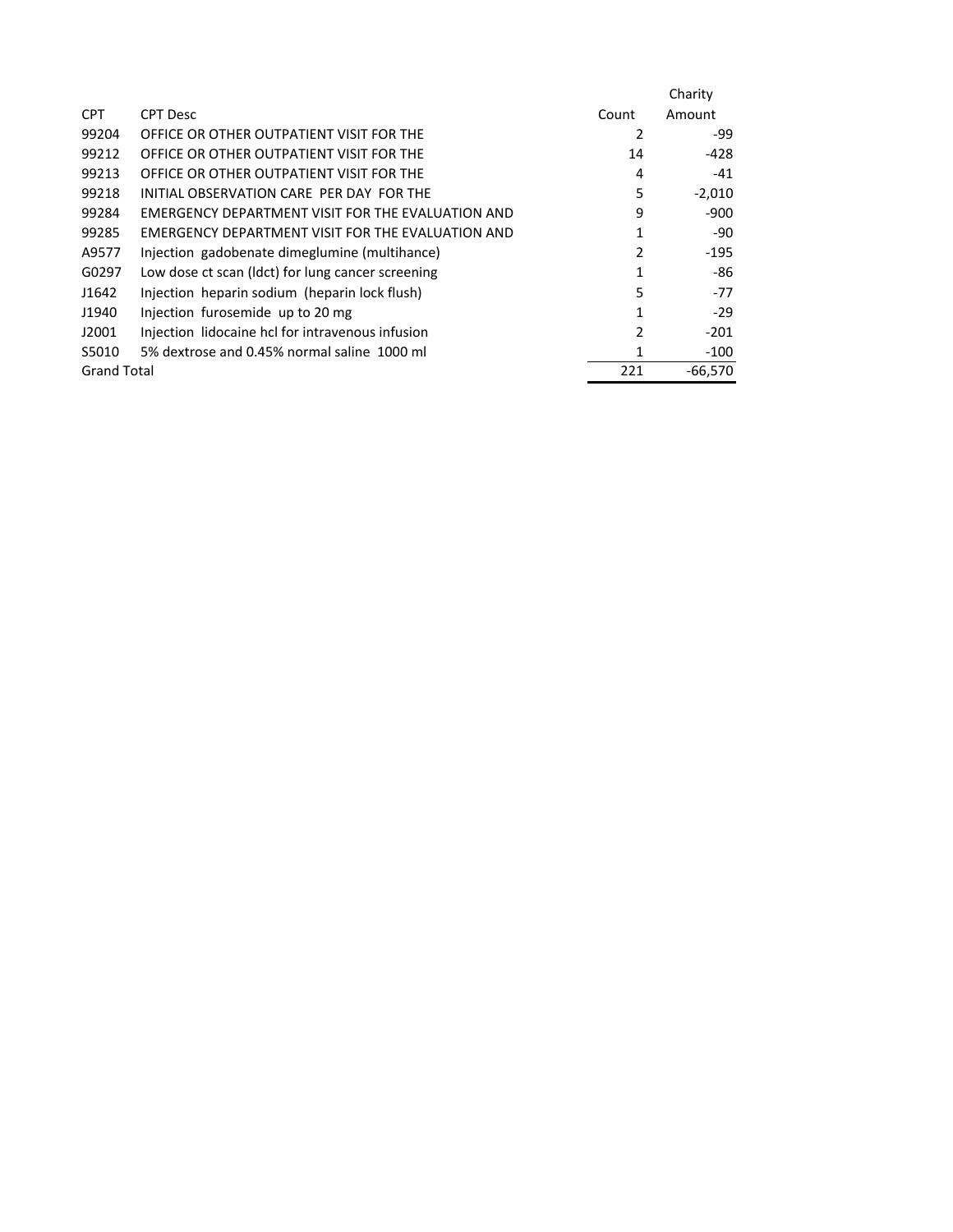| CPT | CPT Desc | Count | Charity Amount |
|---|---|---|---|
| 99204 | OFFICE OR OTHER OUTPATIENT VISIT FOR THE | 2 | -99 |
| 99212 | OFFICE OR OTHER OUTPATIENT VISIT FOR THE | 14 | -428 |
| 99213 | OFFICE OR OTHER OUTPATIENT VISIT FOR THE | 4 | -41 |
| 99218 | INITIAL OBSERVATION CARE PER DAY FOR THE | 5 | -2,010 |
| 99284 | EMERGENCY DEPARTMENT VISIT FOR THE EVALUATION AND | 9 | -900 |
| 99285 | EMERGENCY DEPARTMENT VISIT FOR THE EVALUATION AND | 1 | -90 |
| A9577 | Injection gadobenate dimeglumine (multihance) | 2 | -195 |
| G0297 | Low dose ct scan (ldct) for lung cancer screening | 1 | -86 |
| J1642 | Injection heparin sodium (heparin lock flush) | 5 | -77 |
| J1940 | Injection furosemide up to 20 mg | 1 | -29 |
| J2001 | Injection lidocaine hcl for intravenous infusion | 2 | -201 |
| S5010 | 5% dextrose and 0.45% normal saline 1000 ml | 1 | -100 |
| Grand Total | | 221 | -66,570 |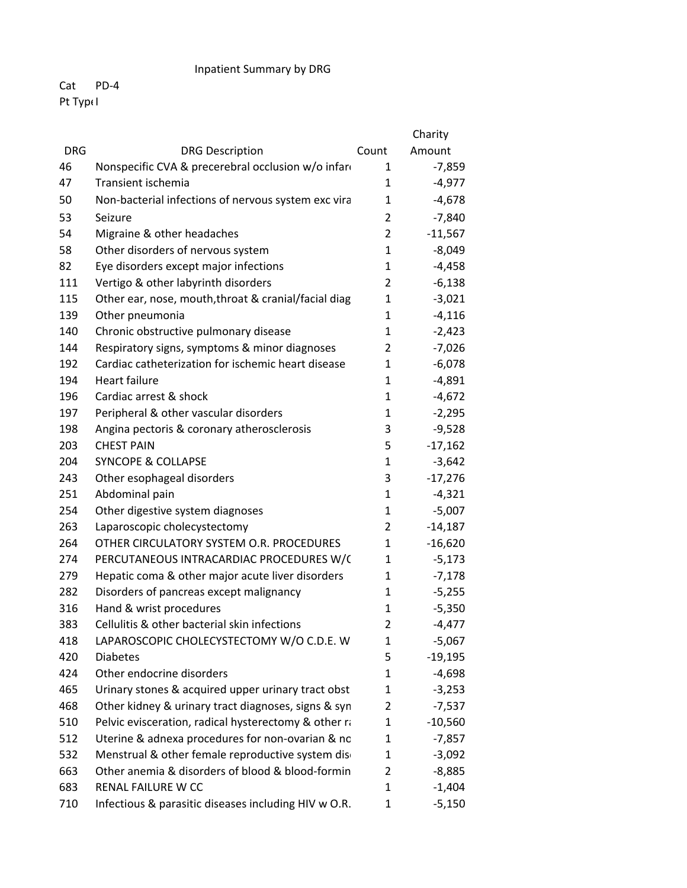Inpatient Summary by DRG

Cat PD-4

Pt Type I

| DRG | DRG Description | Count | Charity Amount |
|---|---|---|---|
| 46 | Nonspecific CVA & precerebral occlusion w/o infar | 1 | -7,859 |
| 47 | Transient ischemia | 1 | -4,977 |
| 50 | Non-bacterial infections of nervous system exc vira | 1 | -4,678 |
| 53 | Seizure | 2 | -7,840 |
| 54 | Migraine & other headaches | 2 | -11,567 |
| 58 | Other disorders of nervous system | 1 | -8,049 |
| 82 | Eye disorders except major infections | 1 | -4,458 |
| 111 | Vertigo & other labyrinth disorders | 2 | -6,138 |
| 115 | Other ear, nose, mouth,throat & cranial/facial diag | 1 | -3,021 |
| 139 | Other pneumonia | 1 | -4,116 |
| 140 | Chronic obstructive pulmonary disease | 1 | -2,423 |
| 144 | Respiratory signs, symptoms & minor diagnoses | 2 | -7,026 |
| 192 | Cardiac catheterization for ischemic heart disease | 1 | -6,078 |
| 194 | Heart failure | 1 | -4,891 |
| 196 | Cardiac arrest & shock | 1 | -4,672 |
| 197 | Peripheral & other vascular disorders | 1 | -2,295 |
| 198 | Angina pectoris & coronary atherosclerosis | 3 | -9,528 |
| 203 | CHEST PAIN | 5 | -17,162 |
| 204 | SYNCOPE & COLLAPSE | 1 | -3,642 |
| 243 | Other esophageal disorders | 3 | -17,276 |
| 251 | Abdominal pain | 1 | -4,321 |
| 254 | Other digestive system diagnoses | 1 | -5,007 |
| 263 | Laparoscopic cholecystectomy | 2 | -14,187 |
| 264 | OTHER CIRCULATORY SYSTEM O.R. PROCEDURES | 1 | -16,620 |
| 274 | PERCUTANEOUS INTRACARDIAC PROCEDURES W/( | 1 | -5,173 |
| 279 | Hepatic coma & other major acute liver disorders | 1 | -7,178 |
| 282 | Disorders of pancreas except malignancy | 1 | -5,255 |
| 316 | Hand & wrist procedures | 1 | -5,350 |
| 383 | Cellulitis & other bacterial skin infections | 2 | -4,477 |
| 418 | LAPAROSCOPIC CHOLECYSTECTOMY W/O C.D.E. W | 1 | -5,067 |
| 420 | Diabetes | 5 | -19,195 |
| 424 | Other endocrine disorders | 1 | -4,698 |
| 465 | Urinary stones & acquired upper urinary tract obst | 1 | -3,253 |
| 468 | Other kidney & urinary tract diagnoses, signs & syn | 2 | -7,537 |
| 510 | Pelvic evisceration, radical hysterectomy & other ra | 1 | -10,560 |
| 512 | Uterine & adnexa procedures for non-ovarian & no | 1 | -7,857 |
| 532 | Menstrual & other female reproductive system dis | 1 | -3,092 |
| 663 | Other anemia & disorders of blood & blood-formin | 2 | -8,885 |
| 683 | RENAL FAILURE W CC | 1 | -1,404 |
| 710 | Infectious & parasitic diseases including HIV w O.R. | 1 | -5,150 |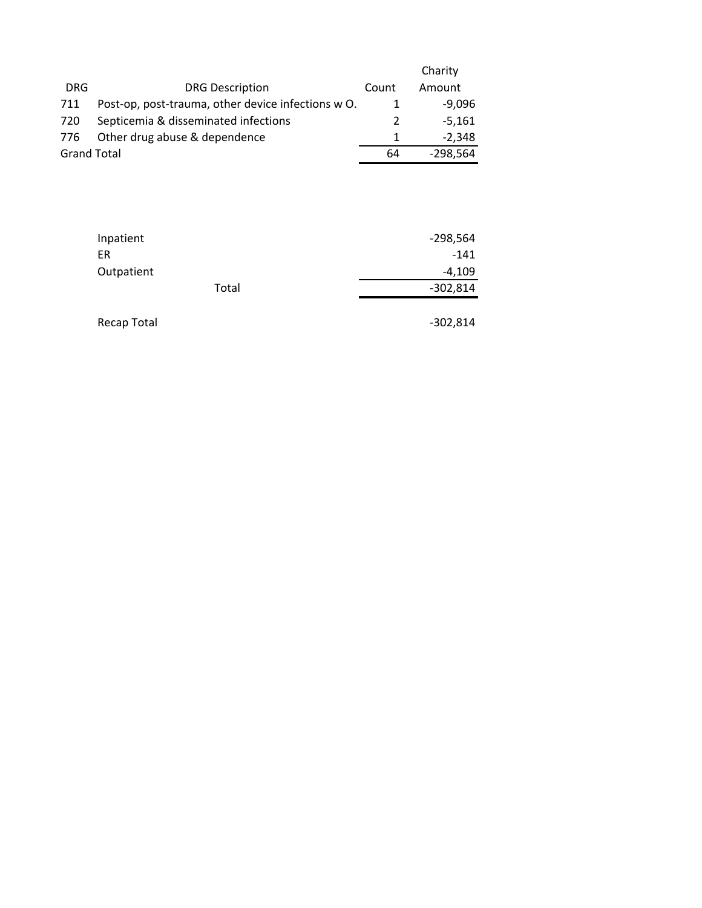| DRG | DRG Description | Count | Charity Amount |
|---|---|---|---|
| 711 | Post-op, post-trauma, other device infections w O. | 1 | -9,096 |
| 720 | Septicemia & disseminated infections | 2 | -5,161 |
| 776 | Other drug abuse & dependence | 1 | -2,348 |
| Grand Total | | 64 | -298,564 |

| | |
|---|---|
| Inpatient | -298,564 |
| ER | -141 |
| Outpatient | -4,109 |
| Total | -302,814 |
| | |
| Recap Total | -302,814 |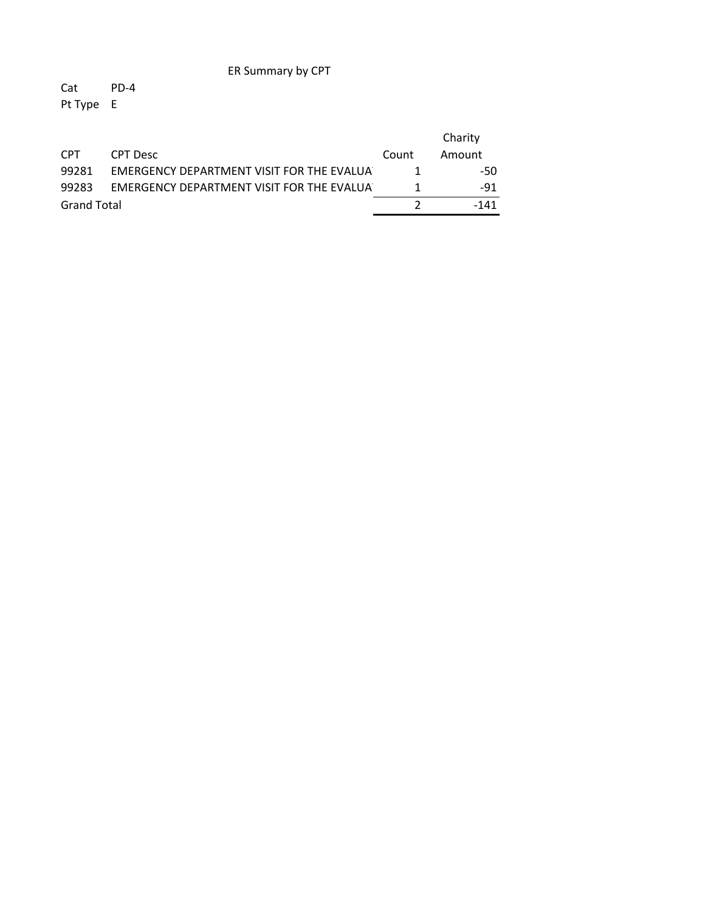# ER Summary by CPT

Cat PD-4

Pt Type E

| CPT | CPT Desc | Count | Charity Amount |
|---|---|---|---|
| 99281 | EMERGENCY DEPARTMENT VISIT FOR THE EVALUA | 1 | -50 |
| 99283 | EMERGENCY DEPARTMENT VISIT FOR THE EVALUA | 1 | -91 |
| Grand Total | | 2 | -141 |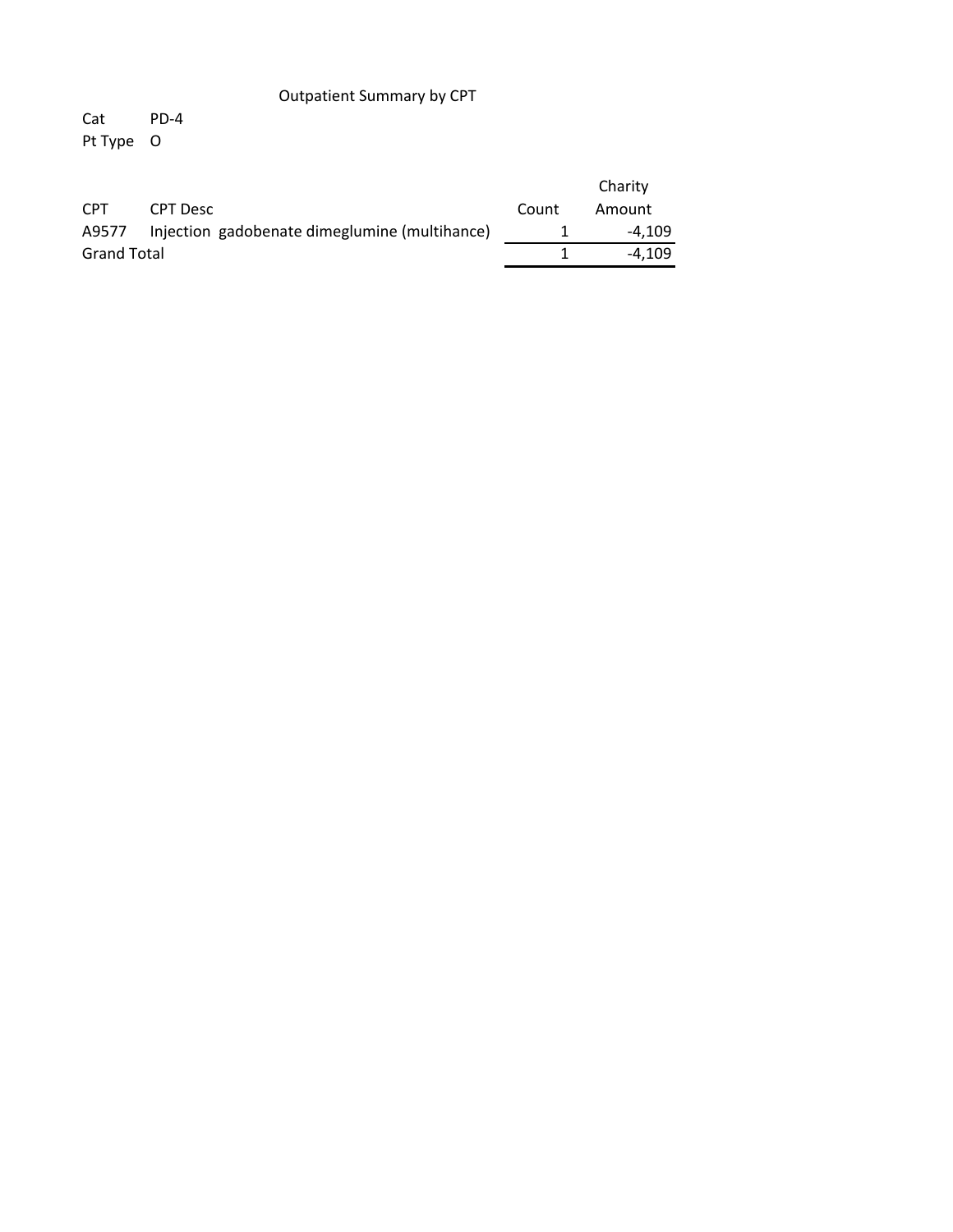# Outpatient Summary by CPT

Cat PD-4

Pt Type O

| CPT | CPT Desc | Count | Charity Amount |
|---|---|---|---|
| A9577 | Injection gadobenate dimeglumine (multihance) | 1 | -4,109 |
| Grand Total | | 1 | -4,109 |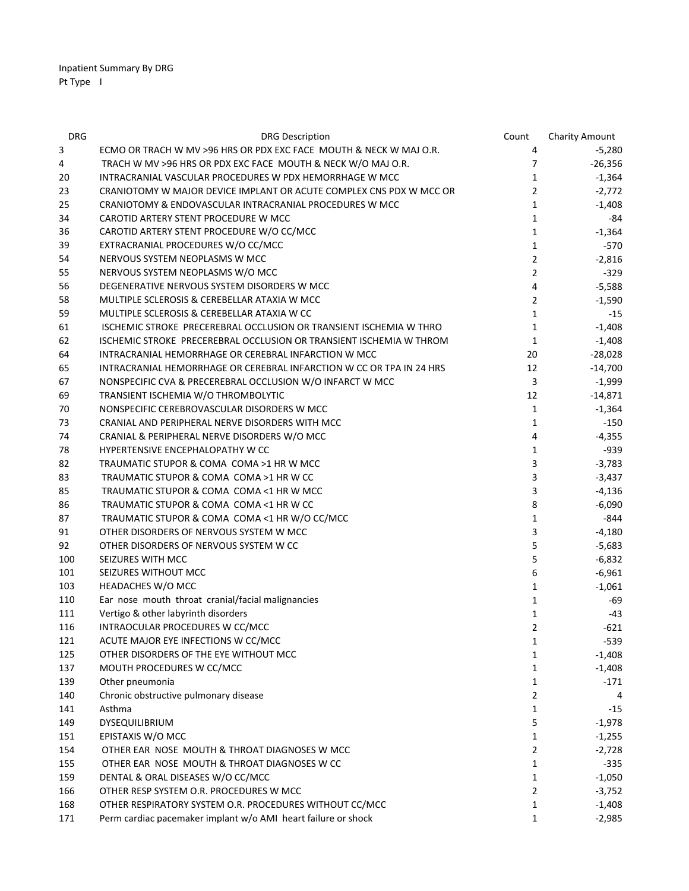Inpatient Summary By DRG
Pt Type I

| DRG | DRG Description | Count | Charity Amount |
|---|---|---|---|
| 3 | ECMO OR TRACH W MV >96 HRS OR PDX EXC FACE MOUTH & NECK W MAJ O.R. | 4 | -5,280 |
| 4 | TRACH W MV >96 HRS OR PDX EXC FACE MOUTH & NECK W/O MAJ O.R. | 7 | -26,356 |
| 20 | INTRACRANIAL VASCULAR PROCEDURES W PDX HEMORRHAGE W MCC | 1 | -1,364 |
| 23 | CRANIOTOMY W MAJOR DEVICE IMPLANT OR ACUTE COMPLEX CNS PDX W MCC OR | 2 | -2,772 |
| 25 | CRANIOTOMY & ENDOVASCULAR INTRACRANIAL PROCEDURES W MCC | 1 | -1,408 |
| 34 | CAROTID ARTERY STENT PROCEDURE W MCC | 1 | -84 |
| 36 | CAROTID ARTERY STENT PROCEDURE W/O CC/MCC | 1 | -1,364 |
| 39 | EXTRACRANIAL PROCEDURES W/O CC/MCC | 1 | -570 |
| 54 | NERVOUS SYSTEM NEOPLASMS W MCC | 2 | -2,816 |
| 55 | NERVOUS SYSTEM NEOPLASMS W/O MCC | 2 | -329 |
| 56 | DEGENERATIVE NERVOUS SYSTEM DISORDERS W MCC | 4 | -5,588 |
| 58 | MULTIPLE SCLEROSIS & CEREBELLAR ATAXIA W MCC | 2 | -1,590 |
| 59 | MULTIPLE SCLEROSIS & CEREBELLAR ATAXIA W CC | 1 | -15 |
| 61 | ISCHEMIC STROKE PRECEREBRAL OCCLUSION OR TRANSIENT ISCHEMIA W THRO | 1 | -1,408 |
| 62 | ISCHEMIC STROKE PRECEREBRAL OCCLUSION OR TRANSIENT ISCHEMIA W THROM | 1 | -1,408 |
| 64 | INTRACRANIAL HEMORRHAGE OR CEREBRAL INFARCTION W MCC | 20 | -28,028 |
| 65 | INTRACRANIAL HEMORRHAGE OR CEREBRAL INFARCTION W CC OR TPA IN 24 HRS | 12 | -14,700 |
| 67 | NONSPECIFIC CVA & PRECEREBRAL OCCLUSION W/O INFARCT W MCC | 3 | -1,999 |
| 69 | TRANSIENT ISCHEMIA W/O THROMBOLYTIC | 12 | -14,871 |
| 70 | NONSPECIFIC CEREBROVASCULAR DISORDERS W MCC | 1 | -1,364 |
| 73 | CRANIAL AND PERIPHERAL NERVE DISORDERS WITH MCC | 1 | -150 |
| 74 | CRANIAL & PERIPHERAL NERVE DISORDERS W/O MCC | 4 | -4,355 |
| 78 | HYPERTENSIVE ENCEPHALOPATHY W CC | 1 | -939 |
| 82 | TRAUMATIC STUPOR & COMA COMA >1 HR W MCC | 3 | -3,783 |
| 83 | TRAUMATIC STUPOR & COMA COMA >1 HR W CC | 3 | -3,437 |
| 85 | TRAUMATIC STUPOR & COMA COMA <1 HR W MCC | 3 | -4,136 |
| 86 | TRAUMATIC STUPOR & COMA COMA <1 HR W CC | 8 | -6,090 |
| 87 | TRAUMATIC STUPOR & COMA COMA <1 HR W/O CC/MCC | 1 | -844 |
| 91 | OTHER DISORDERS OF NERVOUS SYSTEM W MCC | 3 | -4,180 |
| 92 | OTHER DISORDERS OF NERVOUS SYSTEM W CC | 5 | -5,683 |
| 100 | SEIZURES WITH MCC | 5 | -6,832 |
| 101 | SEIZURES WITHOUT MCC | 6 | -6,961 |
| 103 | HEADACHES W/O MCC | 1 | -1,061 |
| 110 | Ear nose mouth throat cranial/facial malignancies | 1 | -69 |
| 111 | Vertigo & other labyrinth disorders | 1 | -43 |
| 116 | INTRAOCULAR PROCEDURES W CC/MCC | 2 | -621 |
| 121 | ACUTE MAJOR EYE INFECTIONS W CC/MCC | 1 | -539 |
| 125 | OTHER DISORDERS OF THE EYE WITHOUT MCC | 1 | -1,408 |
| 137 | MOUTH PROCEDURES W CC/MCC | 1 | -1,408 |
| 139 | Other pneumonia | 1 | -171 |
| 140 | Chronic obstructive pulmonary disease | 2 | 4 |
| 141 | Asthma | 1 | -15 |
| 149 | DYSEQUILIBRIUM | 5 | -1,978 |
| 151 | EPISTAXIS W/O MCC | 1 | -1,255 |
| 154 | OTHER EAR NOSE MOUTH & THROAT DIAGNOSES W MCC | 2 | -2,728 |
| 155 | OTHER EAR NOSE MOUTH & THROAT DIAGNOSES W CC | 1 | -335 |
| 159 | DENTAL & ORAL DISEASES W/O CC/MCC | 1 | -1,050 |
| 166 | OTHER RESP SYSTEM O.R. PROCEDURES W MCC | 2 | -3,752 |
| 168 | OTHER RESPIRATORY SYSTEM O.R. PROCEDURES WITHOUT CC/MCC | 1 | -1,408 |
| 171 | Perm cardiac pacemaker implant w/o AMI heart failure or shock | 1 | -2,985 |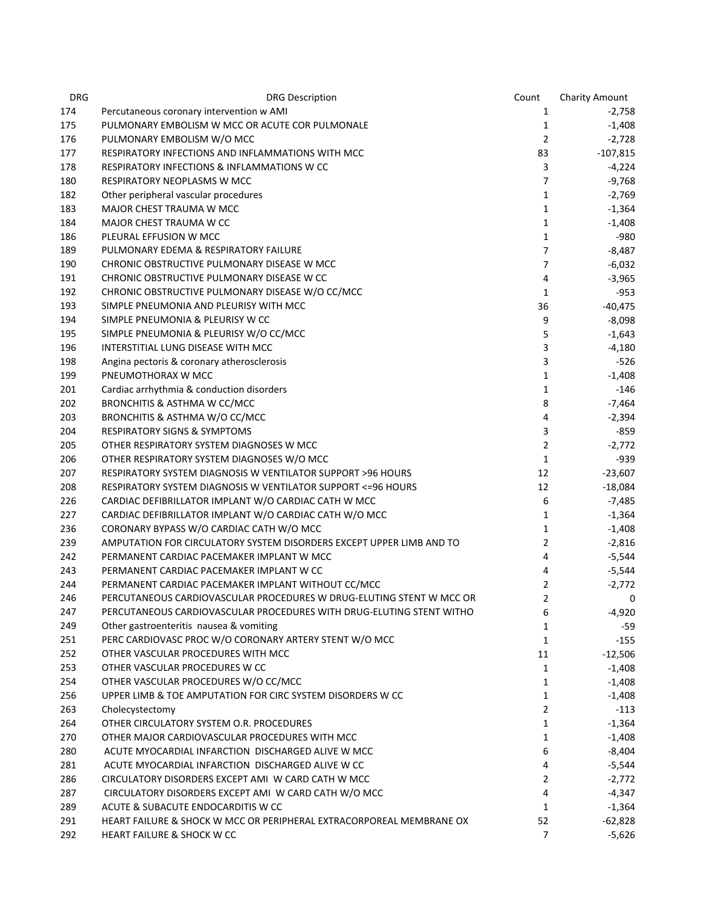| DRG | DRG Description | Count | Charity Amount |
| --- | --- | --- | --- |
| 174 | Percutaneous coronary intervention w AMI | 1 | -2,758 |
| 175 | PULMONARY EMBOLISM W MCC OR ACUTE COR PULMONALE | 1 | -1,408 |
| 176 | PULMONARY EMBOLISM W/O MCC | 2 | -2,728 |
| 177 | RESPIRATORY INFECTIONS AND INFLAMMATIONS WITH MCC | 83 | -107,815 |
| 178 | RESPIRATORY INFECTIONS & INFLAMMATIONS W CC | 3 | -4,224 |
| 180 | RESPIRATORY NEOPLASMS W MCC | 7 | -9,768 |
| 182 | Other peripheral vascular procedures | 1 | -2,769 |
| 183 | MAJOR CHEST TRAUMA W MCC | 1 | -1,364 |
| 184 | MAJOR CHEST TRAUMA W CC | 1 | -1,408 |
| 186 | PLEURAL EFFUSION W MCC | 1 | -980 |
| 189 | PULMONARY EDEMA & RESPIRATORY FAILURE | 7 | -8,487 |
| 190 | CHRONIC OBSTRUCTIVE PULMONARY DISEASE W MCC | 7 | -6,032 |
| 191 | CHRONIC OBSTRUCTIVE PULMONARY DISEASE W CC | 4 | -3,965 |
| 192 | CHRONIC OBSTRUCTIVE PULMONARY DISEASE W/O CC/MCC | 1 | -953 |
| 193 | SIMPLE PNEUMONIA AND PLEURISY WITH MCC | 36 | -40,475 |
| 194 | SIMPLE PNEUMONIA & PLEURISY W CC | 9 | -8,098 |
| 195 | SIMPLE PNEUMONIA & PLEURISY W/O CC/MCC | 5 | -1,643 |
| 196 | INTERSTITIAL LUNG DISEASE WITH MCC | 3 | -4,180 |
| 198 | Angina pectoris & coronary atherosclerosis | 3 | -526 |
| 199 | PNEUMOTHORAX W MCC | 1 | -1,408 |
| 201 | Cardiac arrhythmia & conduction disorders | 1 | -146 |
| 202 | BRONCHITIS & ASTHMA W CC/MCC | 8 | -7,464 |
| 203 | BRONCHITIS & ASTHMA W/O CC/MCC | 4 | -2,394 |
| 204 | RESPIRATORY SIGNS & SYMPTOMS | 3 | -859 |
| 205 | OTHER RESPIRATORY SYSTEM DIAGNOSES W MCC | 2 | -2,772 |
| 206 | OTHER RESPIRATORY SYSTEM DIAGNOSES W/O MCC | 1 | -939 |
| 207 | RESPIRATORY SYSTEM DIAGNOSIS W VENTILATOR SUPPORT >96 HOURS | 12 | -23,607 |
| 208 | RESPIRATORY SYSTEM DIAGNOSIS W VENTILATOR SUPPORT <=96 HOURS | 12 | -18,084 |
| 226 | CARDIAC DEFIBRILLATOR IMPLANT W/O CARDIAC CATH W MCC | 6 | -7,485 |
| 227 | CARDIAC DEFIBRILLATOR IMPLANT W/O CARDIAC CATH W/O MCC | 1 | -1,364 |
| 236 | CORONARY BYPASS W/O CARDIAC CATH W/O MCC | 1 | -1,408 |
| 239 | AMPUTATION FOR CIRCULATORY SYSTEM DISORDERS EXCEPT UPPER LIMB AND TO | 2 | -2,816 |
| 242 | PERMANENT CARDIAC PACEMAKER IMPLANT W MCC | 4 | -5,544 |
| 243 | PERMANENT CARDIAC PACEMAKER IMPLANT W CC | 4 | -5,544 |
| 244 | PERMANENT CARDIAC PACEMAKER IMPLANT WITHOUT CC/MCC | 2 | -2,772 |
| 246 | PERCUTANEOUS CARDIOVASCULAR PROCEDURES W DRUG-ELUTING STENT W MCC OR | 2 | 0 |
| 247 | PERCUTANEOUS CARDIOVASCULAR PROCEDURES WITH DRUG-ELUTING STENT WITHO | 6 | -4,920 |
| 249 | Other gastroenteritis nausea & vomiting | 1 | -59 |
| 251 | PERC CARDIOVASC PROC W/O CORONARY ARTERY STENT W/O MCC | 1 | -155 |
| 252 | OTHER VASCULAR PROCEDURES WITH MCC | 11 | -12,506 |
| 253 | OTHER VASCULAR PROCEDURES W CC | 1 | -1,408 |
| 254 | OTHER VASCULAR PROCEDURES W/O CC/MCC | 1 | -1,408 |
| 256 | UPPER LIMB & TOE AMPUTATION FOR CIRC SYSTEM DISORDERS W CC | 1 | -1,408 |
| 263 | Cholecystectomy | 2 | -113 |
| 264 | OTHER CIRCULATORY SYSTEM O.R. PROCEDURES | 1 | -1,364 |
| 270 | OTHER MAJOR CARDIOVASCULAR PROCEDURES WITH MCC | 1 | -1,408 |
| 280 | ACUTE MYOCARDIAL INFARCTION DISCHARGED ALIVE W MCC | 6 | -8,404 |
| 281 | ACUTE MYOCARDIAL INFARCTION DISCHARGED ALIVE W CC | 4 | -5,544 |
| 286 | CIRCULATORY DISORDERS EXCEPT AMI W CARD CATH W MCC | 2 | -2,772 |
| 287 | CIRCULATORY DISORDERS EXCEPT AMI W CARD CATH W/O MCC | 4 | -4,347 |
| 289 | ACUTE & SUBACUTE ENDOCARDITIS W CC | 1 | -1,364 |
| 291 | HEART FAILURE & SHOCK W MCC OR PERIPHERAL EXTRACORPOREAL MEMBRANE OX | 52 | -62,828 |
| 292 | HEART FAILURE & SHOCK W CC | 7 | -5,626 |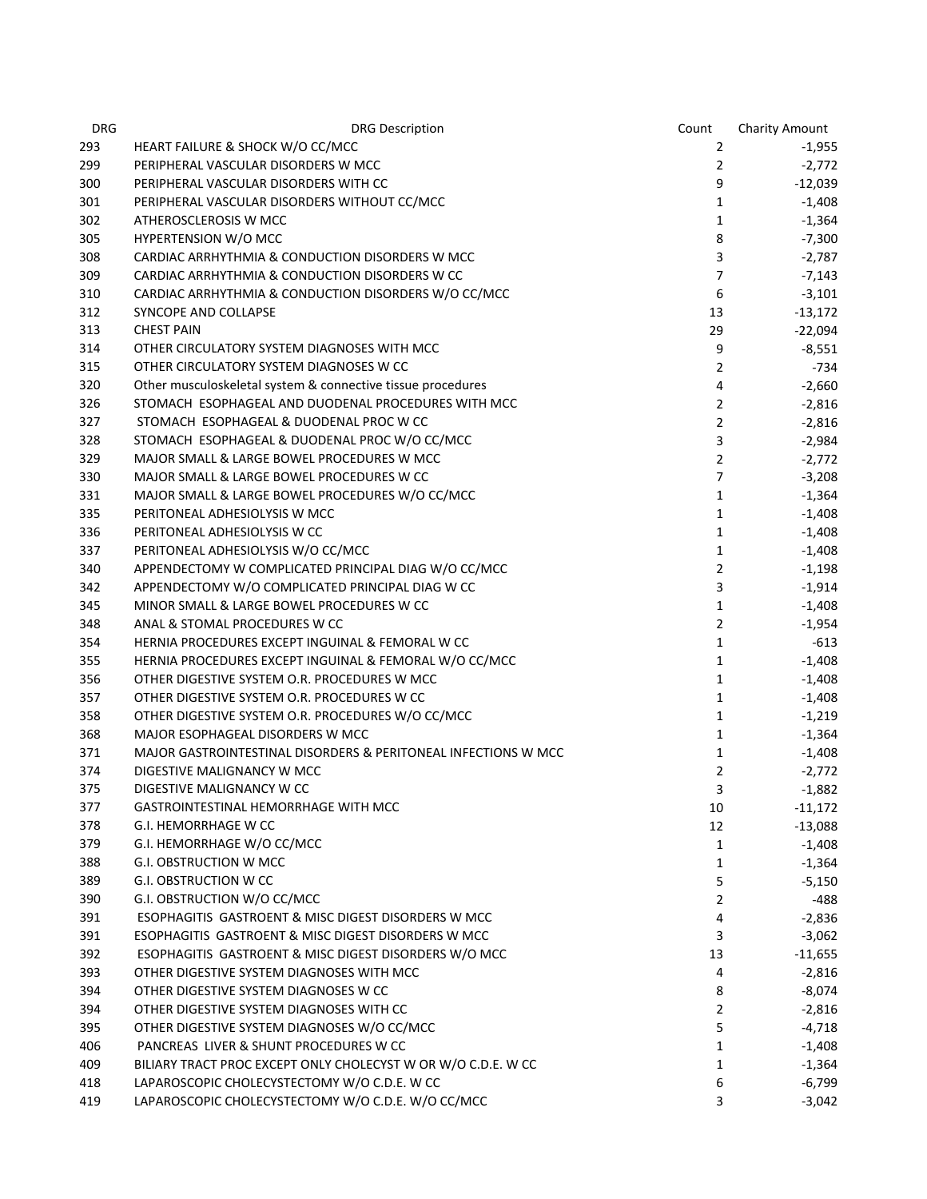| DRG | DRG Description | Count | Charity Amount |
|---|---|---|---|
| 293 | HEART FAILURE & SHOCK W/O CC/MCC | 2 | -1,955 |
| 299 | PERIPHERAL VASCULAR DISORDERS W MCC | 2 | -2,772 |
| 300 | PERIPHERAL VASCULAR DISORDERS WITH CC | 9 | -12,039 |
| 301 | PERIPHERAL VASCULAR DISORDERS WITHOUT CC/MCC | 1 | -1,408 |
| 302 | ATHEROSCLEROSIS W MCC | 1 | -1,364 |
| 305 | HYPERTENSION W/O MCC | 8 | -7,300 |
| 308 | CARDIAC ARRHYTHMIA & CONDUCTION DISORDERS W MCC | 3 | -2,787 |
| 309 | CARDIAC ARRHYTHMIA & CONDUCTION DISORDERS W CC | 7 | -7,143 |
| 310 | CARDIAC ARRHYTHMIA & CONDUCTION DISORDERS W/O CC/MCC | 6 | -3,101 |
| 312 | SYNCOPE AND COLLAPSE | 13 | -13,172 |
| 313 | CHEST PAIN | 29 | -22,094 |
| 314 | OTHER CIRCULATORY SYSTEM DIAGNOSES WITH MCC | 9 | -8,551 |
| 315 | OTHER CIRCULATORY SYSTEM DIAGNOSES W CC | 2 | -734 |
| 320 | Other musculoskeletal system & connective tissue procedures | 4 | -2,660 |
| 326 | STOMACH ESOPHAGEAL AND DUODENAL PROCEDURES WITH MCC | 2 | -2,816 |
| 327 | STOMACH ESOPHAGEAL & DUODENAL PROC W CC | 2 | -2,816 |
| 328 | STOMACH ESOPHAGEAL & DUODENAL PROC W/O CC/MCC | 3 | -2,984 |
| 329 | MAJOR SMALL & LARGE BOWEL PROCEDURES W MCC | 2 | -2,772 |
| 330 | MAJOR SMALL & LARGE BOWEL PROCEDURES W CC | 7 | -3,208 |
| 331 | MAJOR SMALL & LARGE BOWEL PROCEDURES W/O CC/MCC | 1 | -1,364 |
| 335 | PERITONEAL ADHESIOLYSIS W MCC | 1 | -1,408 |
| 336 | PERITONEAL ADHESIOLYSIS W CC | 1 | -1,408 |
| 337 | PERITONEAL ADHESIOLYSIS W/O CC/MCC | 1 | -1,408 |
| 340 | APPENDECTOMY W COMPLICATED PRINCIPAL DIAG W/O CC/MCC | 2 | -1,198 |
| 342 | APPENDECTOMY W/O COMPLICATED PRINCIPAL DIAG W CC | 3 | -1,914 |
| 345 | MINOR SMALL & LARGE BOWEL PROCEDURES W CC | 1 | -1,408 |
| 348 | ANAL & STOMAL PROCEDURES W CC | 2 | -1,954 |
| 354 | HERNIA PROCEDURES EXCEPT INGUINAL & FEMORAL W CC | 1 | -613 |
| 355 | HERNIA PROCEDURES EXCEPT INGUINAL & FEMORAL W/O CC/MCC | 1 | -1,408 |
| 356 | OTHER DIGESTIVE SYSTEM O.R. PROCEDURES W MCC | 1 | -1,408 |
| 357 | OTHER DIGESTIVE SYSTEM O.R. PROCEDURES W CC | 1 | -1,408 |
| 358 | OTHER DIGESTIVE SYSTEM O.R. PROCEDURES W/O CC/MCC | 1 | -1,219 |
| 368 | MAJOR ESOPHAGEAL DISORDERS W MCC | 1 | -1,364 |
| 371 | MAJOR GASTROINTESTINAL DISORDERS & PERITONEAL INFECTIONS W MCC | 1 | -1,408 |
| 374 | DIGESTIVE MALIGNANCY W MCC | 2 | -2,772 |
| 375 | DIGESTIVE MALIGNANCY W CC | 3 | -1,882 |
| 377 | GASTROINTESTINAL HEMORRHAGE WITH MCC | 10 | -11,172 |
| 378 | G.I. HEMORRHAGE W CC | 12 | -13,088 |
| 379 | G.I. HEMORRHAGE W/O CC/MCC | 1 | -1,408 |
| 388 | G.I. OBSTRUCTION W MCC | 1 | -1,364 |
| 389 | G.I. OBSTRUCTION W CC | 5 | -5,150 |
| 390 | G.I. OBSTRUCTION W/O CC/MCC | 2 | -488 |
| 391 | ESOPHAGITIS GASTROENT & MISC DIGEST DISORDERS W MCC | 4 | -2,836 |
| 391 | ESOPHAGITIS GASTROENT & MISC DIGEST DISORDERS W MCC | 3 | -3,062 |
| 392 | ESOPHAGITIS GASTROENT & MISC DIGEST DISORDERS W/O MCC | 13 | -11,655 |
| 393 | OTHER DIGESTIVE SYSTEM DIAGNOSES WITH MCC | 4 | -2,816 |
| 394 | OTHER DIGESTIVE SYSTEM DIAGNOSES W CC | 8 | -8,074 |
| 394 | OTHER DIGESTIVE SYSTEM DIAGNOSES WITH CC | 2 | -2,816 |
| 395 | OTHER DIGESTIVE SYSTEM DIAGNOSES W/O CC/MCC | 5 | -4,718 |
| 406 | PANCREAS LIVER & SHUNT PROCEDURES W CC | 1 | -1,408 |
| 409 | BILIARY TRACT PROC EXCEPT ONLY CHOLECYST W OR W/O C.D.E. W CC | 1 | -1,364 |
| 418 | LAPAROSCOPIC CHOLECYSTECTOMY W/O C.D.E. W CC | 6 | -6,799 |
| 419 | LAPAROSCOPIC CHOLECYSTECTOMY W/O C.D.E. W/O CC/MCC | 3 | -3,042 |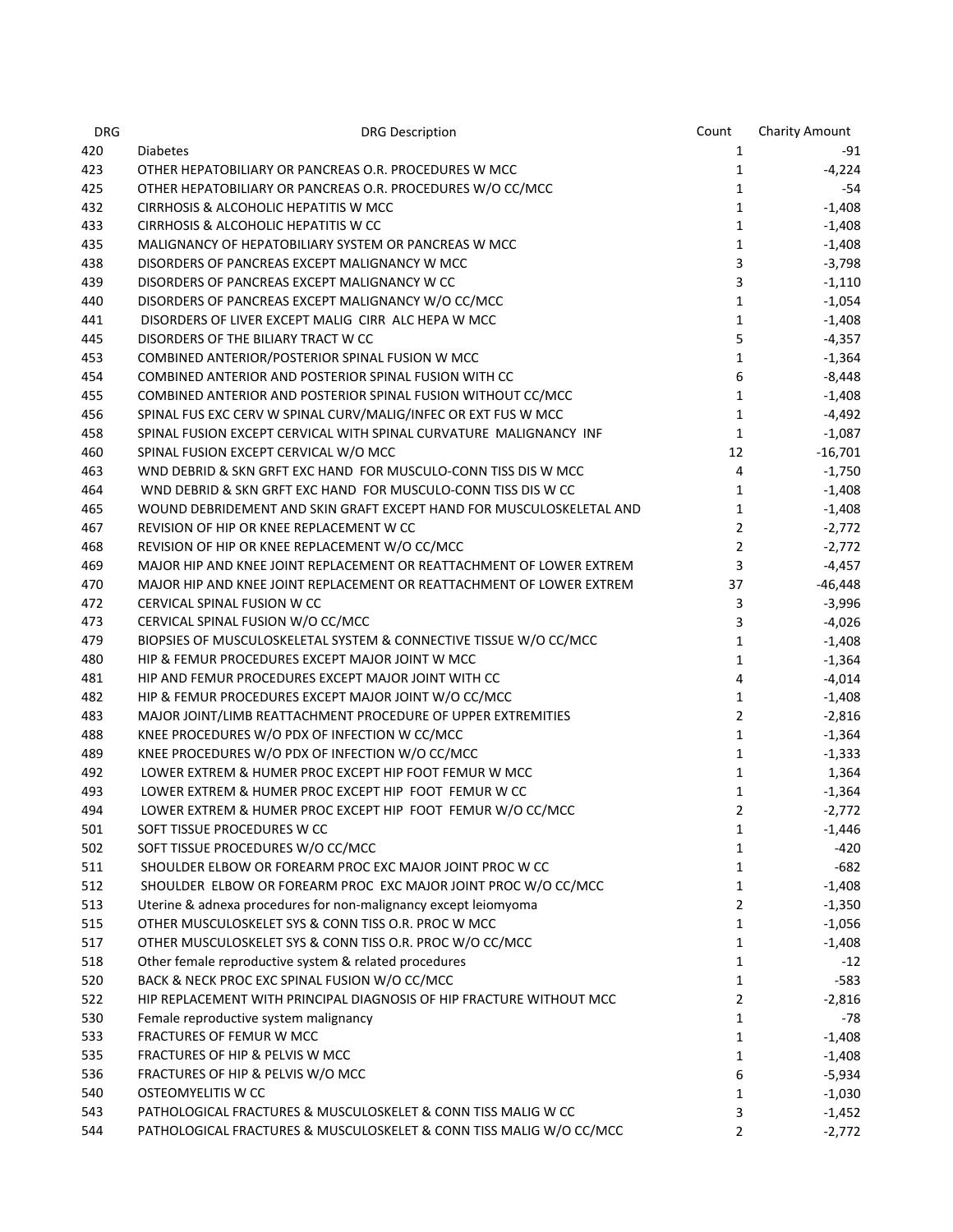| DRG | DRG Description | Count | Charity Amount |
|---|---|---|---|
| 420 | Diabetes | 1 | -91 |
| 423 | OTHER HEPATOBILIARY OR PANCREAS O.R. PROCEDURES W MCC | 1 | -4,224 |
| 425 | OTHER HEPATOBILIARY OR PANCREAS O.R. PROCEDURES W/O CC/MCC | 1 | -54 |
| 432 | CIRRHOSIS & ALCOHOLIC HEPATITIS W MCC | 1 | -1,408 |
| 433 | CIRRHOSIS & ALCOHOLIC HEPATITIS W CC | 1 | -1,408 |
| 435 | MALIGNANCY OF HEPATOBILIARY SYSTEM OR PANCREAS W MCC | 1 | -1,408 |
| 438 | DISORDERS OF PANCREAS EXCEPT MALIGNANCY W MCC | 3 | -3,798 |
| 439 | DISORDERS OF PANCREAS EXCEPT MALIGNANCY W CC | 3 | -1,110 |
| 440 | DISORDERS OF PANCREAS EXCEPT MALIGNANCY W/O CC/MCC | 1 | -1,054 |
| 441 | DISORDERS OF LIVER EXCEPT MALIG CIRR ALC HEPA W MCC | 1 | -1,408 |
| 445 | DISORDERS OF THE BILIARY TRACT W CC | 5 | -4,357 |
| 453 | COMBINED ANTERIOR/POSTERIOR SPINAL FUSION W MCC | 1 | -1,364 |
| 454 | COMBINED ANTERIOR AND POSTERIOR SPINAL FUSION WITH CC | 6 | -8,448 |
| 455 | COMBINED ANTERIOR AND POSTERIOR SPINAL FUSION WITHOUT CC/MCC | 1 | -1,408 |
| 456 | SPINAL FUS EXC CERV W SPINAL CURV/MALIG/INFEC OR EXT FUS W MCC | 1 | -4,492 |
| 458 | SPINAL FUSION EXCEPT CERVICAL WITH SPINAL CURVATURE MALIGNANCY INF | 1 | -1,087 |
| 460 | SPINAL FUSION EXCEPT CERVICAL W/O MCC | 12 | -16,701 |
| 463 | WND DEBRID & SKN GRFT EXC HAND FOR MUSCULO-CONN TISS DIS W MCC | 4 | -1,750 |
| 464 | WND DEBRID & SKN GRFT EXC HAND FOR MUSCULO-CONN TISS DIS W CC | 1 | -1,408 |
| 465 | WOUND DEBRIDEMENT AND SKIN GRAFT EXCEPT HAND FOR MUSCULOSKELETAL AND | 1 | -1,408 |
| 467 | REVISION OF HIP OR KNEE REPLACEMENT W CC | 2 | -2,772 |
| 468 | REVISION OF HIP OR KNEE REPLACEMENT W/O CC/MCC | 2 | -2,772 |
| 469 | MAJOR HIP AND KNEE JOINT REPLACEMENT OR REATTACHMENT OF LOWER EXTREM | 3 | -4,457 |
| 470 | MAJOR HIP AND KNEE JOINT REPLACEMENT OR REATTACHMENT OF LOWER EXTREM | 37 | -46,448 |
| 472 | CERVICAL SPINAL FUSION W CC | 3 | -3,996 |
| 473 | CERVICAL SPINAL FUSION W/O CC/MCC | 3 | -4,026 |
| 479 | BIOPSIES OF MUSCULOSKELETAL SYSTEM & CONNECTIVE TISSUE W/O CC/MCC | 1 | -1,408 |
| 480 | HIP & FEMUR PROCEDURES EXCEPT MAJOR JOINT W MCC | 1 | -1,364 |
| 481 | HIP AND FEMUR PROCEDURES EXCEPT MAJOR JOINT WITH CC | 4 | -4,014 |
| 482 | HIP & FEMUR PROCEDURES EXCEPT MAJOR JOINT W/O CC/MCC | 1 | -1,408 |
| 483 | MAJOR JOINT/LIMB REATTACHMENT PROCEDURE OF UPPER EXTREMITIES | 2 | -2,816 |
| 488 | KNEE PROCEDURES W/O PDX OF INFECTION W CC/MCC | 1 | -1,364 |
| 489 | KNEE PROCEDURES W/O PDX OF INFECTION W/O CC/MCC | 1 | -1,333 |
| 492 | LOWER EXTREM & HUMER PROC EXCEPT HIP FOOT FEMUR W MCC | 1 | 1,364 |
| 493 | LOWER EXTREM & HUMER PROC EXCEPT HIP FOOT FEMUR W CC | 1 | -1,364 |
| 494 | LOWER EXTREM & HUMER PROC EXCEPT HIP FOOT FEMUR W/O CC/MCC | 2 | -2,772 |
| 501 | SOFT TISSUE PROCEDURES W CC | 1 | -1,446 |
| 502 | SOFT TISSUE PROCEDURES W/O CC/MCC | 1 | -420 |
| 511 | SHOULDER ELBOW OR FOREARM PROC EXC MAJOR JOINT PROC W CC | 1 | -682 |
| 512 | SHOULDER ELBOW OR FOREARM PROC EXC MAJOR JOINT PROC W/O CC/MCC | 1 | -1,408 |
| 513 | Uterine & adnexa procedures for non-malignancy except leiomyoma | 2 | -1,350 |
| 515 | OTHER MUSCULOSKELET SYS & CONN TISS O.R. PROC W MCC | 1 | -1,056 |
| 517 | OTHER MUSCULOSKELET SYS & CONN TISS O.R. PROC W/O CC/MCC | 1 | -1,408 |
| 518 | Other female reproductive system & related procedures | 1 | -12 |
| 520 | BACK & NECK PROC EXC SPINAL FUSION W/O CC/MCC | 1 | -583 |
| 522 | HIP REPLACEMENT WITH PRINCIPAL DIAGNOSIS OF HIP FRACTURE WITHOUT MCC | 2 | -2,816 |
| 530 | Female reproductive system malignancy | 1 | -78 |
| 533 | FRACTURES OF FEMUR W MCC | 1 | -1,408 |
| 535 | FRACTURES OF HIP & PELVIS W MCC | 1 | -1,408 |
| 536 | FRACTURES OF HIP & PELVIS W/O MCC | 6 | -5,934 |
| 540 | OSTEOMYELITIS W CC | 1 | -1,030 |
| 543 | PATHOLOGICAL FRACTURES & MUSCULOSKELET & CONN TISS MALIG W CC | 3 | -1,452 |
| 544 | PATHOLOGICAL FRACTURES & MUSCULOSKELET & CONN TISS MALIG W/O CC/MCC | 2 | -2,772 |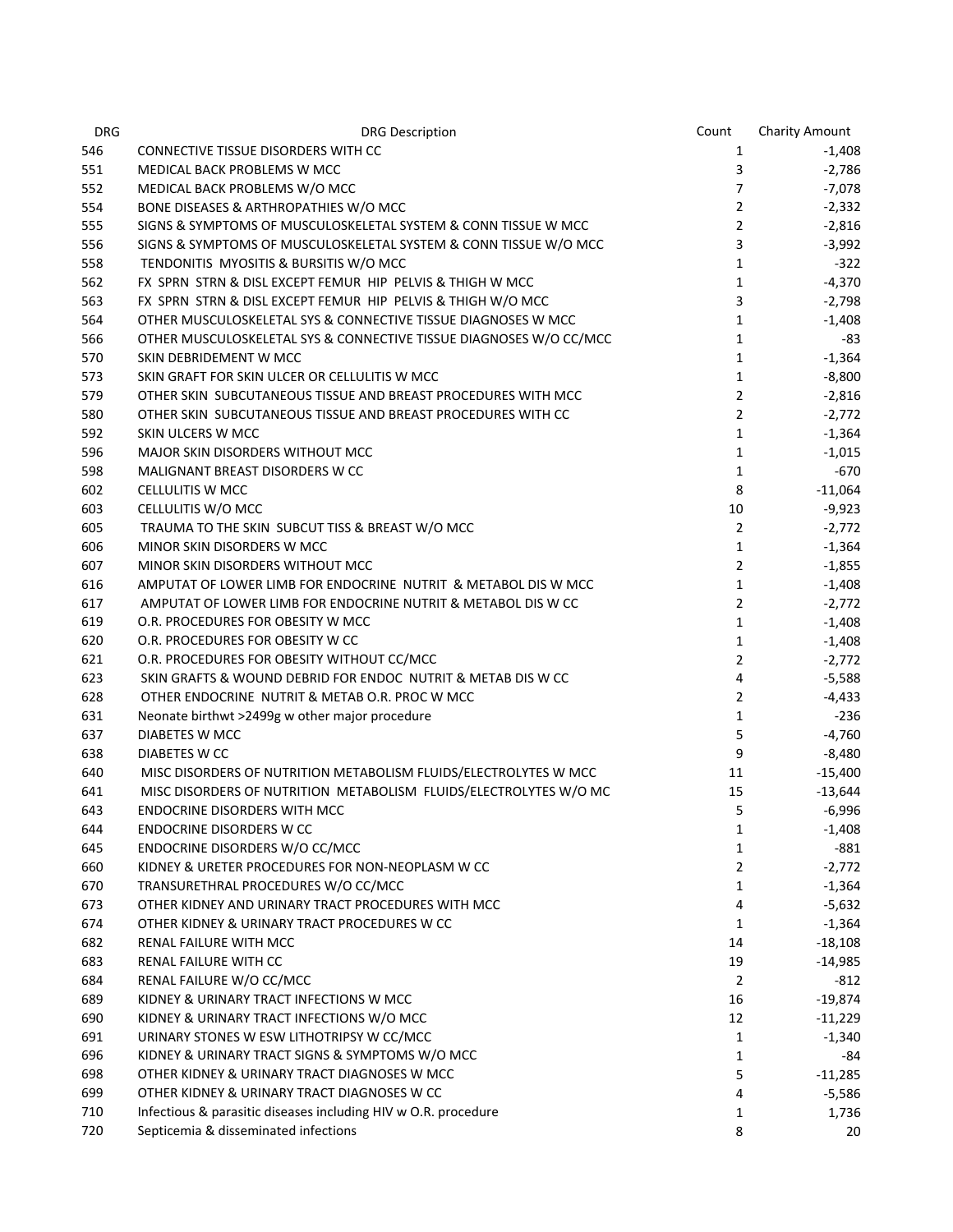| DRG | DRG Description | Count | Charity Amount |
|---|---|---|---|
| 546 | CONNECTIVE TISSUE DISORDERS WITH CC | 1 | -1,408 |
| 551 | MEDICAL BACK PROBLEMS W MCC | 3 | -2,786 |
| 552 | MEDICAL BACK PROBLEMS W/O MCC | 7 | -7,078 |
| 554 | BONE DISEASES & ARTHROPATHIES W/O MCC | 2 | -2,332 |
| 555 | SIGNS & SYMPTOMS OF MUSCULOSKELETAL SYSTEM & CONN TISSUE W MCC | 2 | -2,816 |
| 556 | SIGNS & SYMPTOMS OF MUSCULOSKELETAL SYSTEM & CONN TISSUE W/O MCC | 3 | -3,992 |
| 558 | TENDONITIS MYOSITIS & BURSITIS W/O MCC | 1 | -322 |
| 562 | FX SPRN STRN & DISL EXCEPT FEMUR HIP PELVIS & THIGH W MCC | 1 | -4,370 |
| 563 | FX SPRN STRN & DISL EXCEPT FEMUR HIP PELVIS & THIGH W/O MCC | 3 | -2,798 |
| 564 | OTHER MUSCULOSKELETAL SYS & CONNECTIVE TISSUE DIAGNOSES W MCC | 1 | -1,408 |
| 566 | OTHER MUSCULOSKELETAL SYS & CONNECTIVE TISSUE DIAGNOSES W/O CC/MCC | 1 | -83 |
| 570 | SKIN DEBRIDEMENT W MCC | 1 | -1,364 |
| 573 | SKIN GRAFT FOR SKIN ULCER OR CELLULITIS W MCC | 1 | -8,800 |
| 579 | OTHER SKIN SUBCUTANEOUS TISSUE AND BREAST PROCEDURES WITH MCC | 2 | -2,816 |
| 580 | OTHER SKIN SUBCUTANEOUS TISSUE AND BREAST PROCEDURES WITH CC | 2 | -2,772 |
| 592 | SKIN ULCERS W MCC | 1 | -1,364 |
| 596 | MAJOR SKIN DISORDERS WITHOUT MCC | 1 | -1,015 |
| 598 | MALIGNANT BREAST DISORDERS W CC | 1 | -670 |
| 602 | CELLULITIS W MCC | 8 | -11,064 |
| 603 | CELLULITIS W/O MCC | 10 | -9,923 |
| 605 | TRAUMA TO THE SKIN SUBCUT TISS & BREAST W/O MCC | 2 | -2,772 |
| 606 | MINOR SKIN DISORDERS W MCC | 1 | -1,364 |
| 607 | MINOR SKIN DISORDERS WITHOUT MCC | 2 | -1,855 |
| 616 | AMPUTAT OF LOWER LIMB FOR ENDOCRINE NUTRIT & METABOL DIS W MCC | 1 | -1,408 |
| 617 | AMPUTAT OF LOWER LIMB FOR ENDOCRINE NUTRIT & METABOL DIS W CC | 2 | -2,772 |
| 619 | O.R. PROCEDURES FOR OBESITY W MCC | 1 | -1,408 |
| 620 | O.R. PROCEDURES FOR OBESITY W CC | 1 | -1,408 |
| 621 | O.R. PROCEDURES FOR OBESITY WITHOUT CC/MCC | 2 | -2,772 |
| 623 | SKIN GRAFTS & WOUND DEBRID FOR ENDOC NUTRIT & METAB DIS W CC | 4 | -5,588 |
| 628 | OTHER ENDOCRINE NUTRIT & METAB O.R. PROC W MCC | 2 | -4,433 |
| 631 | Neonate birthwt >2499g w other major procedure | 1 | -236 |
| 637 | DIABETES W MCC | 5 | -4,760 |
| 638 | DIABETES W CC | 9 | -8,480 |
| 640 | MISC DISORDERS OF NUTRITION METABOLISM FLUIDS/ELECTROLYTES W MCC | 11 | -15,400 |
| 641 | MISC DISORDERS OF NUTRITION METABOLISM FLUIDS/ELECTROLYTES W/O MC | 15 | -13,644 |
| 643 | ENDOCRINE DISORDERS WITH MCC | 5 | -6,996 |
| 644 | ENDOCRINE DISORDERS W CC | 1 | -1,408 |
| 645 | ENDOCRINE DISORDERS W/O CC/MCC | 1 | -881 |
| 660 | KIDNEY & URETER PROCEDURES FOR NON-NEOPLASM W CC | 2 | -2,772 |
| 670 | TRANSURETHRAL PROCEDURES W/O CC/MCC | 1 | -1,364 |
| 673 | OTHER KIDNEY AND URINARY TRACT PROCEDURES WITH MCC | 4 | -5,632 |
| 674 | OTHER KIDNEY & URINARY TRACT PROCEDURES W CC | 1 | -1,364 |
| 682 | RENAL FAILURE WITH MCC | 14 | -18,108 |
| 683 | RENAL FAILURE WITH CC | 19 | -14,985 |
| 684 | RENAL FAILURE W/O CC/MCC | 2 | -812 |
| 689 | KIDNEY & URINARY TRACT INFECTIONS W MCC | 16 | -19,874 |
| 690 | KIDNEY & URINARY TRACT INFECTIONS W/O MCC | 12 | -11,229 |
| 691 | URINARY STONES W ESW LITHOTRIPSY W CC/MCC | 1 | -1,340 |
| 696 | KIDNEY & URINARY TRACT SIGNS & SYMPTOMS W/O MCC | 1 | -84 |
| 698 | OTHER KIDNEY & URINARY TRACT DIAGNOSES W MCC | 5 | -11,285 |
| 699 | OTHER KIDNEY & URINARY TRACT DIAGNOSES W CC | 4 | -5,586 |
| 710 | Infectious & parasitic diseases including HIV w O.R. procedure | 1 | 1,736 |
| 720 | Septicemia & disseminated infections | 8 | 20 |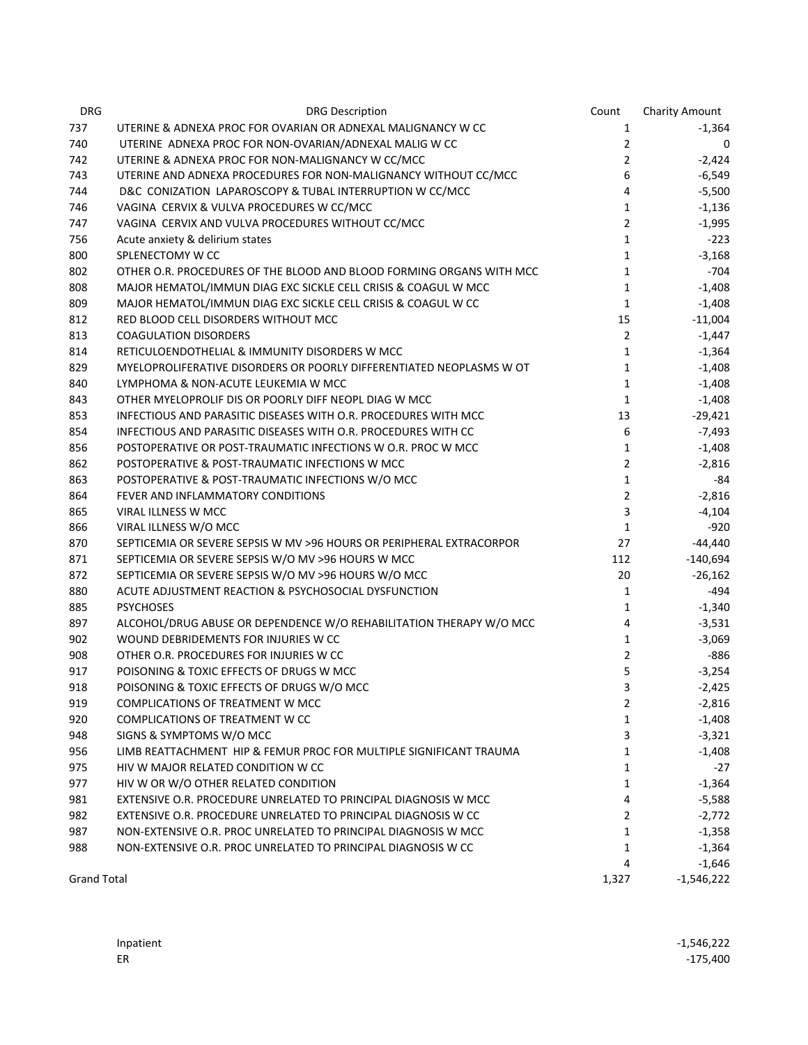| DRG | DRG Description | Count | Charity Amount |
|---|---|---|---|
| 737 | UTERINE & ADNEXA PROC FOR OVARIAN OR ADNEXAL MALIGNANCY W CC | 1 | -1,364 |
| 740 | UTERINE ADNEXA PROC FOR NON-OVARIAN/ADNEXAL MALIG W CC | 2 | 0 |
| 742 | UTERINE & ADNEXA PROC FOR NON-MALIGNANCY W CC/MCC | 2 | -2,424 |
| 743 | UTERINE AND ADNEXA PROCEDURES FOR NON-MALIGNANCY WITHOUT CC/MCC | 6 | -6,549 |
| 744 | D&C CONIZATION LAPAROSCOPY & TUBAL INTERRUPTION W CC/MCC | 4 | -5,500 |
| 746 | VAGINA CERVIX & VULVA PROCEDURES W CC/MCC | 1 | -1,136 |
| 747 | VAGINA CERVIX AND VULVA PROCEDURES WITHOUT CC/MCC | 2 | -1,995 |
| 756 | Acute anxiety & delirium states | 1 | -223 |
| 800 | SPLENECTOMY W CC | 1 | -3,168 |
| 802 | OTHER O.R. PROCEDURES OF THE BLOOD AND BLOOD FORMING ORGANS WITH MCC | 1 | -704 |
| 808 | MAJOR HEMATOL/IMMUN DIAG EXC SICKLE CELL CRISIS & COAGUL W MCC | 1 | -1,408 |
| 809 | MAJOR HEMATOL/IMMUN DIAG EXC SICKLE CELL CRISIS & COAGUL W CC | 1 | -1,408 |
| 812 | RED BLOOD CELL DISORDERS WITHOUT MCC | 15 | -11,004 |
| 813 | COAGULATION DISORDERS | 2 | -1,447 |
| 814 | RETICULOENDOTHELIAL & IMMUNITY DISORDERS W MCC | 1 | -1,364 |
| 829 | MYELOPROLIFERATIVE DISORDERS OR POORLY DIFFERENTIATED NEOPLASMS W OT | 1 | -1,408 |
| 840 | LYMPHOMA & NON-ACUTE LEUKEMIA W MCC | 1 | -1,408 |
| 843 | OTHER MYELOPROLIF DIS OR POORLY DIFF NEOPL DIAG W MCC | 1 | -1,408 |
| 853 | INFECTIOUS AND PARASITIC DISEASES WITH O.R. PROCEDURES WITH MCC | 13 | -29,421 |
| 854 | INFECTIOUS AND PARASITIC DISEASES WITH O.R. PROCEDURES WITH CC | 6 | -7,493 |
| 856 | POSTOPERATIVE OR POST-TRAUMATIC INFECTIONS W O.R. PROC W MCC | 1 | -1,408 |
| 862 | POSTOPERATIVE & POST-TRAUMATIC INFECTIONS W MCC | 2 | -2,816 |
| 863 | POSTOPERATIVE & POST-TRAUMATIC INFECTIONS W/O MCC | 1 | -84 |
| 864 | FEVER AND INFLAMMATORY CONDITIONS | 2 | -2,816 |
| 865 | VIRAL ILLNESS W MCC | 3 | -4,104 |
| 866 | VIRAL ILLNESS W/O MCC | 1 | -920 |
| 870 | SEPTICEMIA OR SEVERE SEPSIS W MV >96 HOURS OR PERIPHERAL EXTRACORPOR | 27 | -44,440 |
| 871 | SEPTICEMIA OR SEVERE SEPSIS W/O MV >96 HOURS W MCC | 112 | -140,694 |
| 872 | SEPTICEMIA OR SEVERE SEPSIS W/O MV >96 HOURS W/O MCC | 20 | -26,162 |
| 880 | ACUTE ADJUSTMENT REACTION & PSYCHOSOCIAL DYSFUNCTION | 1 | -494 |
| 885 | PSYCHOSES | 1 | -1,340 |
| 897 | ALCOHOL/DRUG ABUSE OR DEPENDENCE W/O REHABILITATION THERAPY W/O MCC | 4 | -3,531 |
| 902 | WOUND DEBRIDEMENTS FOR INJURIES W CC | 1 | -3,069 |
| 908 | OTHER O.R. PROCEDURES FOR INJURIES W CC | 2 | -886 |
| 917 | POISONING & TOXIC EFFECTS OF DRUGS W MCC | 5 | -3,254 |
| 918 | POISONING & TOXIC EFFECTS OF DRUGS W/O MCC | 3 | -2,425 |
| 919 | COMPLICATIONS OF TREATMENT W MCC | 2 | -2,816 |
| 920 | COMPLICATIONS OF TREATMENT W CC | 1 | -1,408 |
| 948 | SIGNS & SYMPTOMS W/O MCC | 3 | -3,321 |
| 956 | LIMB REATTACHMENT HIP & FEMUR PROC FOR MULTIPLE SIGNIFICANT TRAUMA | 1 | -1,408 |
| 975 | HIV W MAJOR RELATED CONDITION W CC | 1 | -27 |
| 977 | HIV W OR W/O OTHER RELATED CONDITION | 1 | -1,364 |
| 981 | EXTENSIVE O.R. PROCEDURE UNRELATED TO PRINCIPAL DIAGNOSIS W MCC | 4 | -5,588 |
| 982 | EXTENSIVE O.R. PROCEDURE UNRELATED TO PRINCIPAL DIAGNOSIS W CC | 2 | -2,772 |
| 987 | NON-EXTENSIVE O.R. PROC UNRELATED TO PRINCIPAL DIAGNOSIS W MCC | 1 | -1,358 |
| 988 | NON-EXTENSIVE O.R. PROC UNRELATED TO PRINCIPAL DIAGNOSIS W CC | 1 | -1,364 |
| | | 4 | -1,646 |
| Grand Total | | 1,327 | -1,546,222 |

| | |
|---|---|
| Inpatient | -1,546,222 |
| ER | -175,400 |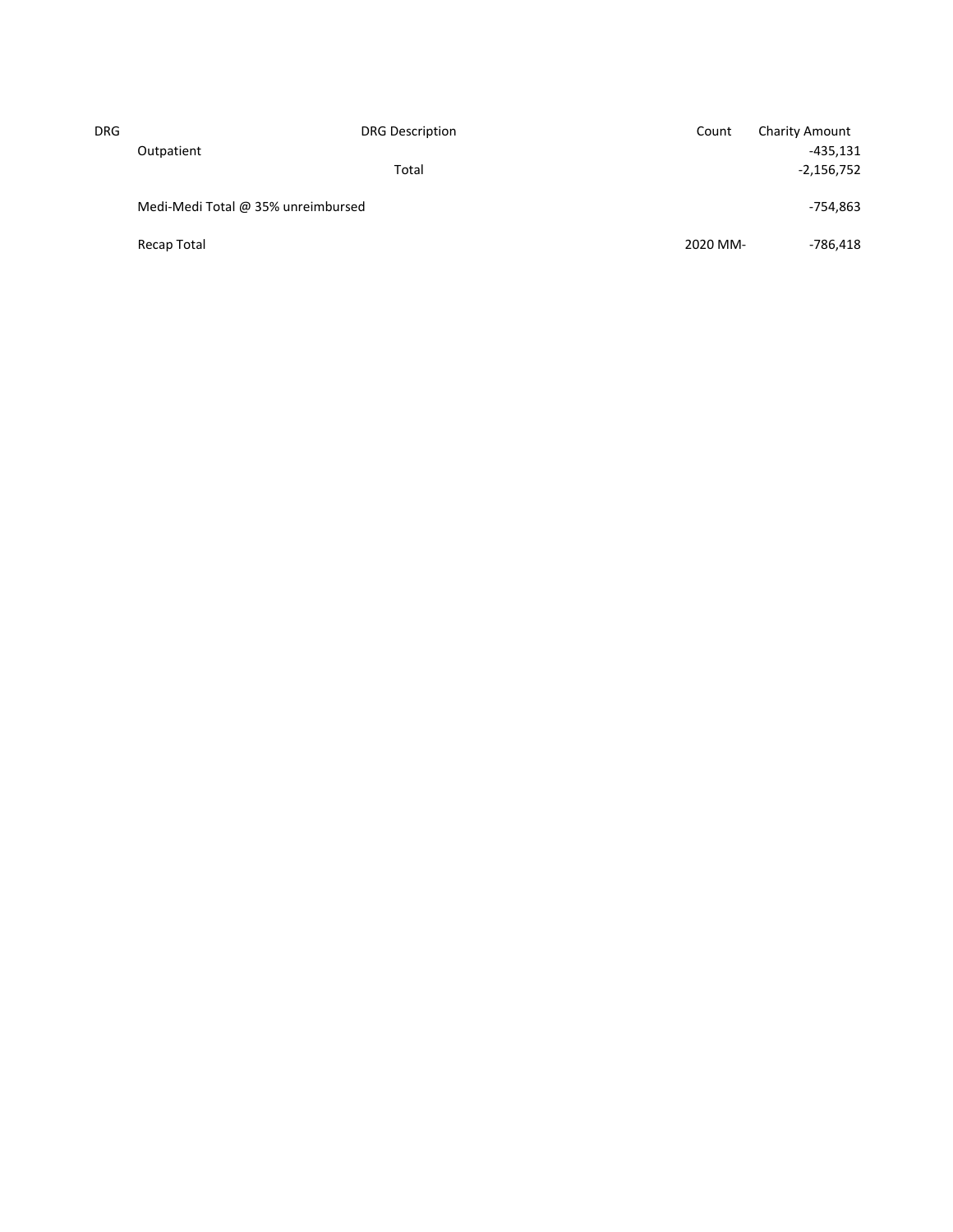| DRG | DRG Description | Count | Charity Amount |
|---|---|---|---|
| | Outpatient | | -435,131 |
| | Total | | -2,156,752 |
| | | | |
| | Medi-Medi Total @ 35% unreimbursed | | -754,863 |
| | | | |
| | Recap Total | 2020 MM- | -786,418 |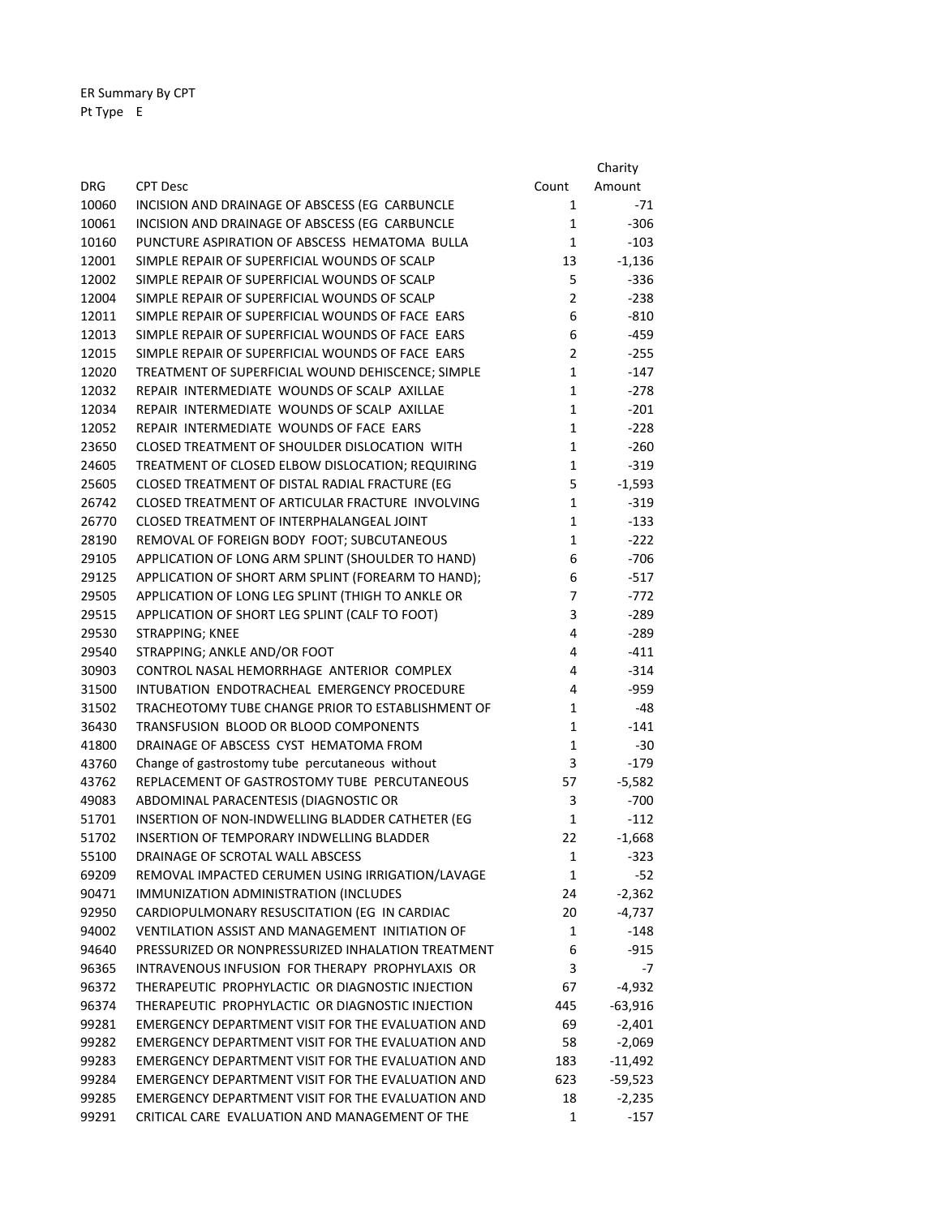ER Summary By CPT

Pt Type E

| DRG | CPT Desc | Count | Charity Amount |
| --- | --- | --- | --- |
| 10060 | INCISION AND DRAINAGE OF ABSCESS (EG CARBUNCLE | 1 | -71 |
| 10061 | INCISION AND DRAINAGE OF ABSCESS (EG CARBUNCLE | 1 | -306 |
| 10160 | PUNCTURE ASPIRATION OF ABSCESS HEMATOMA BULLA | 1 | -103 |
| 12001 | SIMPLE REPAIR OF SUPERFICIAL WOUNDS OF SCALP | 13 | -1,136 |
| 12002 | SIMPLE REPAIR OF SUPERFICIAL WOUNDS OF SCALP | 5 | -336 |
| 12004 | SIMPLE REPAIR OF SUPERFICIAL WOUNDS OF SCALP | 2 | -238 |
| 12011 | SIMPLE REPAIR OF SUPERFICIAL WOUNDS OF FACE EARS | 6 | -810 |
| 12013 | SIMPLE REPAIR OF SUPERFICIAL WOUNDS OF FACE EARS | 6 | -459 |
| 12015 | SIMPLE REPAIR OF SUPERFICIAL WOUNDS OF FACE EARS | 2 | -255 |
| 12020 | TREATMENT OF SUPERFICIAL WOUND DEHISCENCE; SIMPLE | 1 | -147 |
| 12032 | REPAIR INTERMEDIATE WOUNDS OF SCALP AXILLAE | 1 | -278 |
| 12034 | REPAIR INTERMEDIATE WOUNDS OF SCALP AXILLAE | 1 | -201 |
| 12052 | REPAIR INTERMEDIATE WOUNDS OF FACE EARS | 1 | -228 |
| 23650 | CLOSED TREATMENT OF SHOULDER DISLOCATION WITH | 1 | -260 |
| 24605 | TREATMENT OF CLOSED ELBOW DISLOCATION; REQUIRING | 1 | -319 |
| 25605 | CLOSED TREATMENT OF DISTAL RADIAL FRACTURE (EG | 5 | -1,593 |
| 26742 | CLOSED TREATMENT OF ARTICULAR FRACTURE INVOLVING | 1 | -319 |
| 26770 | CLOSED TREATMENT OF INTERPHALANGEAL JOINT | 1 | -133 |
| 28190 | REMOVAL OF FOREIGN BODY FOOT; SUBCUTANEOUS | 1 | -222 |
| 29105 | APPLICATION OF LONG ARM SPLINT (SHOULDER TO HAND) | 6 | -706 |
| 29125 | APPLICATION OF SHORT ARM SPLINT (FOREARM TO HAND); | 6 | -517 |
| 29505 | APPLICATION OF LONG LEG SPLINT (THIGH TO ANKLE OR | 7 | -772 |
| 29515 | APPLICATION OF SHORT LEG SPLINT (CALF TO FOOT) | 3 | -289 |
| 29530 | STRAPPING; KNEE | 4 | -289 |
| 29540 | STRAPPING; ANKLE AND/OR FOOT | 4 | -411 |
| 30903 | CONTROL NASAL HEMORRHAGE ANTERIOR COMPLEX | 4 | -314 |
| 31500 | INTUBATION ENDOTRACHEAL EMERGENCY PROCEDURE | 4 | -959 |
| 31502 | TRACHEOTOMY TUBE CHANGE PRIOR TO ESTABLISHMENT OF | 1 | -48 |
| 36430 | TRANSFUSION BLOOD OR BLOOD COMPONENTS | 1 | -141 |
| 41800 | DRAINAGE OF ABSCESS CYST HEMATOMA FROM | 1 | -30 |
| 43760 | Change of gastrostomy tube percutaneous without | 3 | -179 |
| 43762 | REPLACEMENT OF GASTROSTOMY TUBE PERCUTANEOUS | 57 | -5,582 |
| 49083 | ABDOMINAL PARACENTESIS (DIAGNOSTIC OR | 3 | -700 |
| 51701 | INSERTION OF NON-INDWELLING BLADDER CATHETER (EG | 1 | -112 |
| 51702 | INSERTION OF TEMPORARY INDWELLING BLADDER | 22 | -1,668 |
| 55100 | DRAINAGE OF SCROTAL WALL ABSCESS | 1 | -323 |
| 69209 | REMOVAL IMPACTED CERUMEN USING IRRIGATION/LAVAGE | 1 | -52 |
| 90471 | IMMUNIZATION ADMINISTRATION (INCLUDES | 24 | -2,362 |
| 92950 | CARDIOPULMONARY RESUSCITATION (EG IN CARDIAC | 20 | -4,737 |
| 94002 | VENTILATION ASSIST AND MANAGEMENT INITIATION OF | 1 | -148 |
| 94640 | PRESSURIZED OR NONPRESSURIZED INHALATION TREATMENT | 6 | -915 |
| 96365 | INTRAVENOUS INFUSION FOR THERAPY PROPHYLAXIS OR | 3 | -7 |
| 96372 | THERAPEUTIC PROPHYLACTIC OR DIAGNOSTIC INJECTION | 67 | -4,932 |
| 96374 | THERAPEUTIC PROPHYLACTIC OR DIAGNOSTIC INJECTION | 445 | -63,916 |
| 99281 | EMERGENCY DEPARTMENT VISIT FOR THE EVALUATION AND | 69 | -2,401 |
| 99282 | EMERGENCY DEPARTMENT VISIT FOR THE EVALUATION AND | 58 | -2,069 |
| 99283 | EMERGENCY DEPARTMENT VISIT FOR THE EVALUATION AND | 183 | -11,492 |
| 99284 | EMERGENCY DEPARTMENT VISIT FOR THE EVALUATION AND | 623 | -59,523 |
| 99285 | EMERGENCY DEPARTMENT VISIT FOR THE EVALUATION AND | 18 | -2,235 |
| 99291 | CRITICAL CARE EVALUATION AND MANAGEMENT OF THE | 1 | -157 |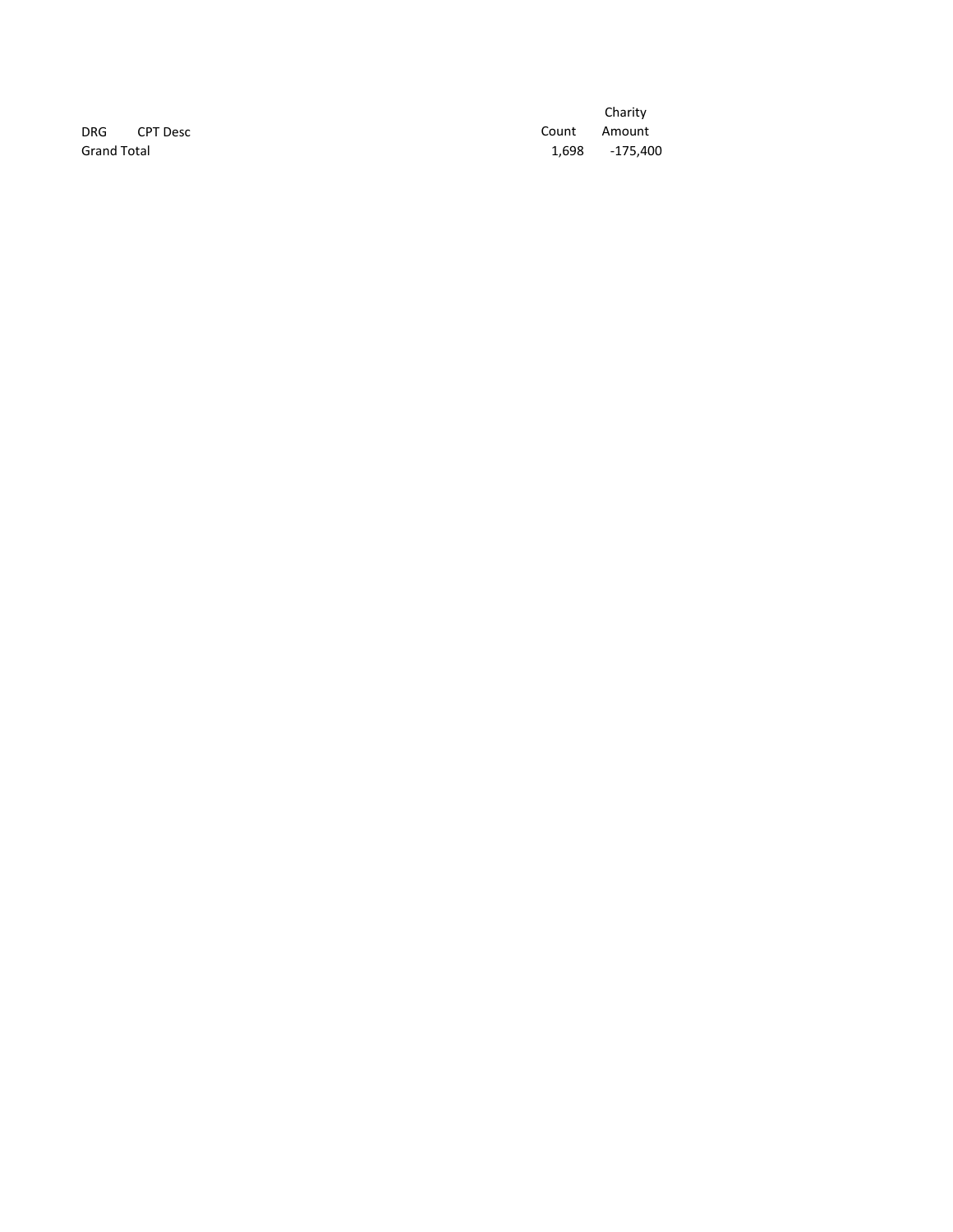| DRG | CPT Desc | Count | Charity Amount |
| --- | --- | --- | --- |
| Grand Total | | 1,698 | -175,400 |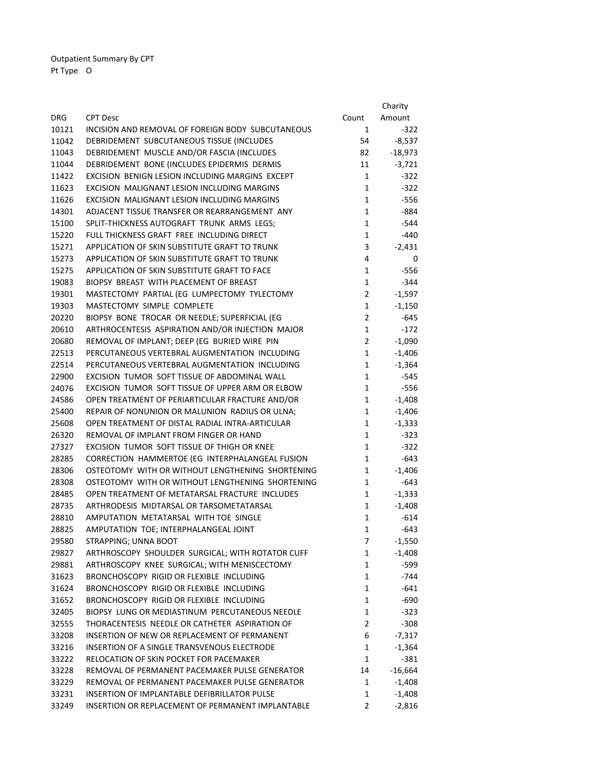Outpatient Summary By CPT

Pt Type O

| DRG | CPT Desc | Count | Charity Amount |
|---|---|---|---|
| 10121 | INCISION AND REMOVAL OF FOREIGN BODY SUBCUTANEOUS | 1 | -322 |
| 11042 | DEBRIDEMENT SUBCUTANEOUS TISSUE (INCLUDES | 54 | -8,537 |
| 11043 | DEBRIDEMENT MUSCLE AND/OR FASCIA (INCLUDES | 82 | -18,973 |
| 11044 | DEBRIDEMENT BONE (INCLUDES EPIDERMIS DERMIS | 11 | -3,721 |
| 11422 | EXCISION BENIGN LESION INCLUDING MARGINS EXCEPT | 1 | -322 |
| 11623 | EXCISION MALIGNANT LESION INCLUDING MARGINS | 1 | -322 |
| 11626 | EXCISION MALIGNANT LESION INCLUDING MARGINS | 1 | -556 |
| 14301 | ADJACENT TISSUE TRANSFER OR REARRANGEMENT ANY | 1 | -884 |
| 15100 | SPLIT-THICKNESS AUTOGRAFT TRUNK ARMS LEGS; | 1 | -544 |
| 15220 | FULL THICKNESS GRAFT FREE INCLUDING DIRECT | 1 | -440 |
| 15271 | APPLICATION OF SKIN SUBSTITUTE GRAFT TO TRUNK | 3 | -2,431 |
| 15273 | APPLICATION OF SKIN SUBSTITUTE GRAFT TO TRUNK | 4 | 0 |
| 15275 | APPLICATION OF SKIN SUBSTITUTE GRAFT TO FACE | 1 | -556 |
| 19083 | BIOPSY BREAST WITH PLACEMENT OF BREAST | 1 | -344 |
| 19301 | MASTECTOMY PARTIAL (EG LUMPECTOMY TYLECTOMY | 2 | -1,597 |
| 19303 | MASTECTOMY SIMPLE COMPLETE | 1 | -1,150 |
| 20220 | BIOPSY BONE TROCAR OR NEEDLE; SUPERFICIAL (EG | 2 | -645 |
| 20610 | ARTHROCENTESIS ASPIRATION AND/OR INJECTION MAJOR | 1 | -172 |
| 20680 | REMOVAL OF IMPLANT; DEEP (EG BURIED WIRE PIN | 2 | -1,090 |
| 22513 | PERCUTANEOUS VERTEBRAL AUGMENTATION INCLUDING | 1 | -1,406 |
| 22514 | PERCUTANEOUS VERTEBRAL AUGMENTATION INCLUDING | 1 | -1,364 |
| 22900 | EXCISION TUMOR SOFT TISSUE OF ABDOMINAL WALL | 1 | -545 |
| 24076 | EXCISION TUMOR SOFT TISSUE OF UPPER ARM OR ELBOW | 1 | -556 |
| 24586 | OPEN TREATMENT OF PERIARTICULAR FRACTURE AND/OR | 1 | -1,408 |
| 25400 | REPAIR OF NONUNION OR MALUNION RADIUS OR ULNA; | 1 | -1,406 |
| 25608 | OPEN TREATMENT OF DISTAL RADIAL INTRA-ARTICULAR | 1 | -1,333 |
| 26320 | REMOVAL OF IMPLANT FROM FINGER OR HAND | 1 | -323 |
| 27327 | EXCISION TUMOR SOFT TISSUE OF THIGH OR KNEE | 1 | -322 |
| 28285 | CORRECTION HAMMERTOE (EG INTERPHALANGEAL FUSION | 1 | -643 |
| 28306 | OSTEOTOMY WITH OR WITHOUT LENGTHENING SHORTENING | 1 | -1,406 |
| 28308 | OSTEOTOMY WITH OR WITHOUT LENGTHENING SHORTENING | 1 | -643 |
| 28485 | OPEN TREATMENT OF METATARSAL FRACTURE INCLUDES | 1 | -1,333 |
| 28735 | ARTHRODESIS MIDTARSAL OR TARSOMETATARSAL | 1 | -1,408 |
| 28810 | AMPUTATION METATARSAL WITH TOE SINGLE | 1 | -614 |
| 28825 | AMPUTATION TOE; INTERPHALANGEAL JOINT | 1 | -643 |
| 29580 | STRAPPING; UNNA BOOT | 7 | -1,550 |
| 29827 | ARTHROSCOPY SHOULDER SURGICAL; WITH ROTATOR CUFF | 1 | -1,408 |
| 29881 | ARTHROSCOPY KNEE SURGICAL; WITH MENISCECTOMY | 1 | -599 |
| 31623 | BRONCHOSCOPY RIGID OR FLEXIBLE INCLUDING | 1 | -744 |
| 31624 | BRONCHOSCOPY RIGID OR FLEXIBLE INCLUDING | 1 | -641 |
| 31652 | BRONCHOSCOPY RIGID OR FLEXIBLE INCLUDING | 1 | -690 |
| 32405 | BIOPSY LUNG OR MEDIASTINUM PERCUTANEOUS NEEDLE | 1 | -323 |
| 32555 | THORACENTESIS NEEDLE OR CATHETER ASPIRATION OF | 2 | -308 |
| 33208 | INSERTION OF NEW OR REPLACEMENT OF PERMANENT | 6 | -7,317 |
| 33216 | INSERTION OF A SINGLE TRANSVENOUS ELECTRODE | 1 | -1,364 |
| 33222 | RELOCATION OF SKIN POCKET FOR PACEMAKER | 1 | -381 |
| 33228 | REMOVAL OF PERMANENT PACEMAKER PULSE GENERATOR | 14 | -16,664 |
| 33229 | REMOVAL OF PERMANENT PACEMAKER PULSE GENERATOR | 1 | -1,408 |
| 33231 | INSERTION OF IMPLANTABLE DEFIBRILLATOR PULSE | 1 | -1,408 |
| 33249 | INSERTION OR REPLACEMENT OF PERMANENT IMPLANTABLE | 2 | -2,816 |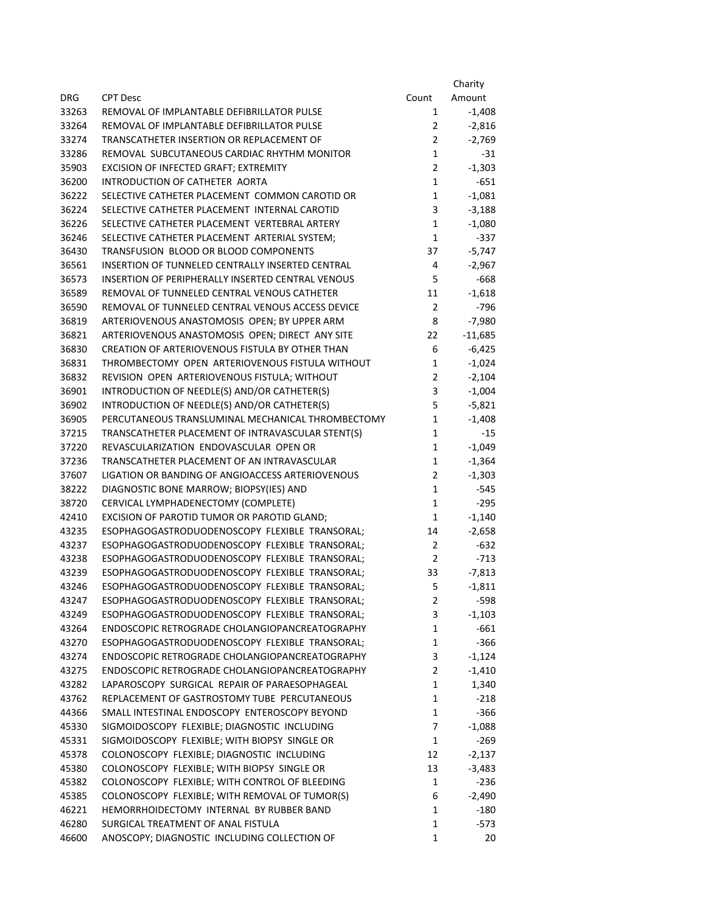| DRG | CPT Desc | Count | Charity Amount |
|---|---|---|---|
| 33263 | REMOVAL OF IMPLANTABLE DEFIBRILLATOR PULSE | 1 | -1,408 |
| 33264 | REMOVAL OF IMPLANTABLE DEFIBRILLATOR PULSE | 2 | -2,816 |
| 33274 | TRANSCATHETER INSERTION OR REPLACEMENT OF | 2 | -2,769 |
| 33286 | REMOVAL SUBCUTANEOUS CARDIAC RHYTHM MONITOR | 1 | -31 |
| 35903 | EXCISION OF INFECTED GRAFT; EXTREMITY | 2 | -1,303 |
| 36200 | INTRODUCTION OF CATHETER AORTA | 1 | -651 |
| 36222 | SELECTIVE CATHETER PLACEMENT COMMON CAROTID OR | 1 | -1,081 |
| 36224 | SELECTIVE CATHETER PLACEMENT INTERNAL CAROTID | 3 | -3,188 |
| 36226 | SELECTIVE CATHETER PLACEMENT VERTEBRAL ARTERY | 1 | -1,080 |
| 36246 | SELECTIVE CATHETER PLACEMENT ARTERIAL SYSTEM; | 1 | -337 |
| 36430 | TRANSFUSION BLOOD OR BLOOD COMPONENTS | 37 | -5,747 |
| 36561 | INSERTION OF TUNNELED CENTRALLY INSERTED CENTRAL | 4 | -2,967 |
| 36573 | INSERTION OF PERIPHERALLY INSERTED CENTRAL VENOUS | 5 | -668 |
| 36589 | REMOVAL OF TUNNELED CENTRAL VENOUS CATHETER | 11 | -1,618 |
| 36590 | REMOVAL OF TUNNELED CENTRAL VENOUS ACCESS DEVICE | 2 | -796 |
| 36819 | ARTERIOVENOUS ANASTOMOSIS OPEN; BY UPPER ARM | 8 | -7,980 |
| 36821 | ARTERIOVENOUS ANASTOMOSIS OPEN; DIRECT ANY SITE | 22 | -11,685 |
| 36830 | CREATION OF ARTERIOVENOUS FISTULA BY OTHER THAN | 6 | -6,425 |
| 36831 | THROMBECTOMY OPEN ARTERIOVENOUS FISTULA WITHOUT | 1 | -1,024 |
| 36832 | REVISION OPEN ARTERIOVENOUS FISTULA; WITHOUT | 2 | -2,104 |
| 36901 | INTRODUCTION OF NEEDLE(S) AND/OR CATHETER(S) | 3 | -1,004 |
| 36902 | INTRODUCTION OF NEEDLE(S) AND/OR CATHETER(S) | 5 | -5,821 |
| 36905 | PERCUTANEOUS TRANSLUMINAL MECHANICAL THROMBECTOMY | 1 | -1,408 |
| 37215 | TRANSCATHETER PLACEMENT OF INTRAVASCULAR STENT(S) | 1 | -15 |
| 37220 | REVASCULARIZATION ENDOVASCULAR OPEN OR | 1 | -1,049 |
| 37236 | TRANSCATHETER PLACEMENT OF AN INTRAVASCULAR | 1 | -1,364 |
| 37607 | LIGATION OR BANDING OF ANGIOACCESS ARTERIOVENOUS | 2 | -1,303 |
| 38222 | DIAGNOSTIC BONE MARROW; BIOPSY(IES) AND | 1 | -545 |
| 38720 | CERVICAL LYMPHADENECTOMY (COMPLETE) | 1 | -295 |
| 42410 | EXCISION OF PAROTID TUMOR OR PAROTID GLAND; | 1 | -1,140 |
| 43235 | ESOPHAGOGASTRODUODENOSCOPY FLEXIBLE TRANSORAL; | 14 | -2,658 |
| 43237 | ESOPHAGOGASTRODUODENOSCOPY FLEXIBLE TRANSORAL; | 2 | -632 |
| 43238 | ESOPHAGOGASTRODUODENOSCOPY FLEXIBLE TRANSORAL; | 2 | -713 |
| 43239 | ESOPHAGOGASTRODUODENOSCOPY FLEXIBLE TRANSORAL; | 33 | -7,813 |
| 43246 | ESOPHAGOGASTRODUODENOSCOPY FLEXIBLE TRANSORAL; | 5 | -1,811 |
| 43247 | ESOPHAGOGASTRODUODENOSCOPY FLEXIBLE TRANSORAL; | 2 | -598 |
| 43249 | ESOPHAGOGASTRODUODENOSCOPY FLEXIBLE TRANSORAL; | 3 | -1,103 |
| 43264 | ENDOSCOPIC RETROGRADE CHOLANGIOPANCREATOGRAPHY | 1 | -661 |
| 43270 | ESOPHAGOGASTRODUODENOSCOPY FLEXIBLE TRANSORAL; | 1 | -366 |
| 43274 | ENDOSCOPIC RETROGRADE CHOLANGIOPANCREATOGRAPHY | 3 | -1,124 |
| 43275 | ENDOSCOPIC RETROGRADE CHOLANGIOPANCREATOGRAPHY | 2 | -1,410 |
| 43282 | LAPAROSCOPY SURGICAL REPAIR OF PARAESOPHAGEAL | 1 | 1,340 |
| 43762 | REPLACEMENT OF GASTROSTOMY TUBE PERCUTANEOUS | 1 | -218 |
| 44366 | SMALL INTESTINAL ENDOSCOPY ENTEROSCOPY BEYOND | 1 | -366 |
| 45330 | SIGMOIDOSCOPY FLEXIBLE; DIAGNOSTIC INCLUDING | 7 | -1,088 |
| 45331 | SIGMOIDOSCOPY FLEXIBLE; WITH BIOPSY SINGLE OR | 1 | -269 |
| 45378 | COLONOSCOPY FLEXIBLE; DIAGNOSTIC INCLUDING | 12 | -2,137 |
| 45380 | COLONOSCOPY FLEXIBLE; WITH BIOPSY SINGLE OR | 13 | -3,483 |
| 45382 | COLONOSCOPY FLEXIBLE; WITH CONTROL OF BLEEDING | 1 | -236 |
| 45385 | COLONOSCOPY FLEXIBLE; WITH REMOVAL OF TUMOR(S) | 6 | -2,490 |
| 46221 | HEMORRHOIDECTOMY INTERNAL BY RUBBER BAND | 1 | -180 |
| 46280 | SURGICAL TREATMENT OF ANAL FISTULA | 1 | -573 |
| 46600 | ANOSCOPY; DIAGNOSTIC INCLUDING COLLECTION OF | 1 | 20 |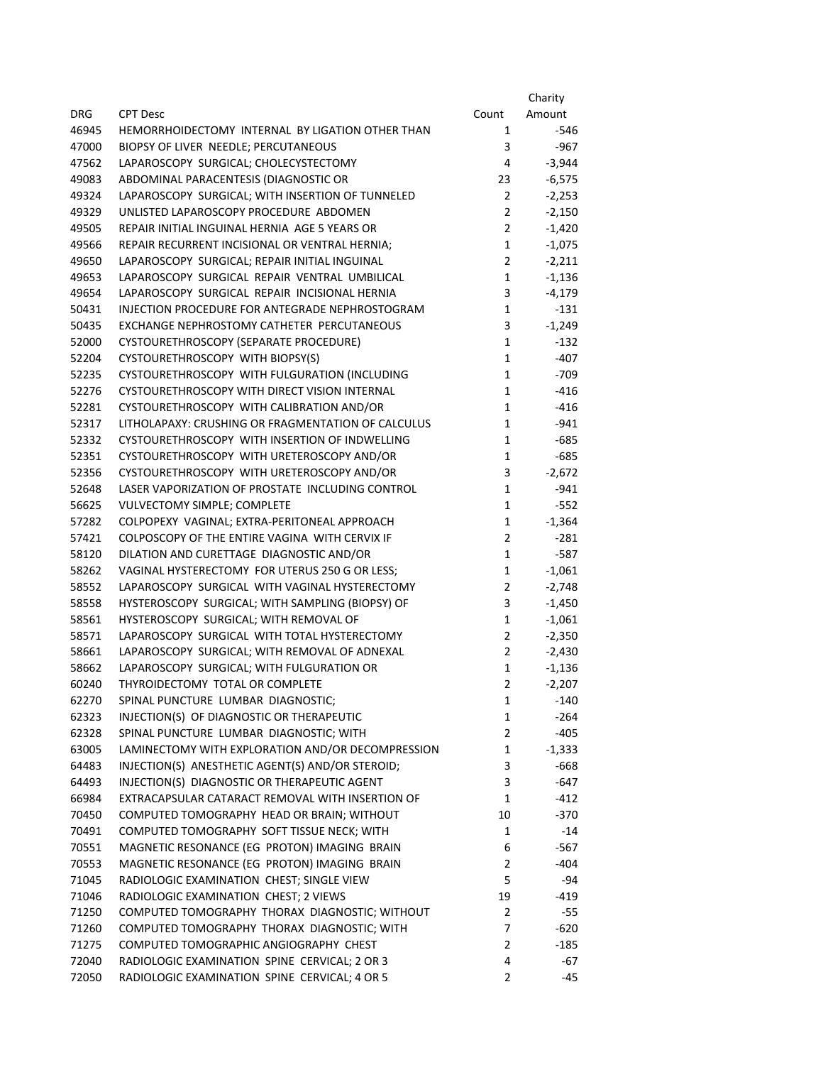| DRG | CPT Desc | Count | Charity Amount |
|---|---|---|---|
| 46945 | HEMORRHOIDECTOMY INTERNAL BY LIGATION OTHER THAN | 1 | -546 |
| 47000 | BIOPSY OF LIVER NEEDLE; PERCUTANEOUS | 3 | -967 |
| 47562 | LAPAROSCOPY SURGICAL; CHOLECYSTECTOMY | 4 | -3,944 |
| 49083 | ABDOMINAL PARACENTESIS (DIAGNOSTIC OR | 23 | -6,575 |
| 49324 | LAPAROSCOPY SURGICAL; WITH INSERTION OF TUNNELED | 2 | -2,253 |
| 49329 | UNLISTED LAPAROSCOPY PROCEDURE ABDOMEN | 2 | -2,150 |
| 49505 | REPAIR INITIAL INGUINAL HERNIA AGE 5 YEARS OR | 2 | -1,420 |
| 49566 | REPAIR RECURRENT INCISIONAL OR VENTRAL HERNIA; | 1 | -1,075 |
| 49650 | LAPAROSCOPY SURGICAL; REPAIR INITIAL INGUINAL | 2 | -2,211 |
| 49653 | LAPAROSCOPY SURGICAL REPAIR VENTRAL UMBILICAL | 1 | -1,136 |
| 49654 | LAPAROSCOPY SURGICAL REPAIR INCISIONAL HERNIA | 3 | -4,179 |
| 50431 | INJECTION PROCEDURE FOR ANTEGRADE NEPHROSTOGRAM | 1 | -131 |
| 50435 | EXCHANGE NEPHROSTOMY CATHETER PERCUTANEOUS | 3 | -1,249 |
| 52000 | CYSTOURETHROSCOPY (SEPARATE PROCEDURE) | 1 | -132 |
| 52204 | CYSTOURETHROSCOPY WITH BIOPSY(S) | 1 | -407 |
| 52235 | CYSTOURETHROSCOPY WITH FULGURATION (INCLUDING | 1 | -709 |
| 52276 | CYSTOURETHROSCOPY WITH DIRECT VISION INTERNAL | 1 | -416 |
| 52281 | CYSTOURETHROSCOPY WITH CALIBRATION AND/OR | 1 | -416 |
| 52317 | LITHOLAPAXY: CRUSHING OR FRAGMENTATION OF CALCULUS | 1 | -941 |
| 52332 | CYSTOURETHROSCOPY WITH INSERTION OF INDWELLING | 1 | -685 |
| 52351 | CYSTOURETHROSCOPY WITH URETEROSCOPY AND/OR | 1 | -685 |
| 52356 | CYSTOURETHROSCOPY WITH URETEROSCOPY AND/OR | 3 | -2,672 |
| 52648 | LASER VAPORIZATION OF PROSTATE INCLUDING CONTROL | 1 | -941 |
| 56625 | VULVECTOMY SIMPLE; COMPLETE | 1 | -552 |
| 57282 | COLPOPEXY VAGINAL; EXTRA-PERITONEAL APPROACH | 1 | -1,364 |
| 57421 | COLPOSCOPY OF THE ENTIRE VAGINA WITH CERVIX IF | 2 | -281 |
| 58120 | DILATION AND CURETTAGE DIAGNOSTIC AND/OR | 1 | -587 |
| 58262 | VAGINAL HYSTERECTOMY FOR UTERUS 250 G OR LESS; | 1 | -1,061 |
| 58552 | LAPAROSCOPY SURGICAL WITH VAGINAL HYSTERECTOMY | 2 | -2,748 |
| 58558 | HYSTEROSCOPY SURGICAL; WITH SAMPLING (BIOPSY) OF | 3 | -1,450 |
| 58561 | HYSTEROSCOPY SURGICAL; WITH REMOVAL OF | 1 | -1,061 |
| 58571 | LAPAROSCOPY SURGICAL WITH TOTAL HYSTERECTOMY | 2 | -2,350 |
| 58661 | LAPAROSCOPY SURGICAL; WITH REMOVAL OF ADNEXAL | 2 | -2,430 |
| 58662 | LAPAROSCOPY SURGICAL; WITH FULGURATION OR | 1 | -1,136 |
| 60240 | THYROIDECTOMY TOTAL OR COMPLETE | 2 | -2,207 |
| 62270 | SPINAL PUNCTURE LUMBAR DIAGNOSTIC; | 1 | -140 |
| 62323 | INJECTION(S) OF DIAGNOSTIC OR THERAPEUTIC | 1 | -264 |
| 62328 | SPINAL PUNCTURE LUMBAR DIAGNOSTIC; WITH | 2 | -405 |
| 63005 | LAMINECTOMY WITH EXPLORATION AND/OR DECOMPRESSION | 1 | -1,333 |
| 64483 | INJECTION(S) ANESTHETIC AGENT(S) AND/OR STEROID; | 3 | -668 |
| 64493 | INJECTION(S) DIAGNOSTIC OR THERAPEUTIC AGENT | 3 | -647 |
| 66984 | EXTRACAPSULAR CATARACT REMOVAL WITH INSERTION OF | 1 | -412 |
| 70450 | COMPUTED TOMOGRAPHY HEAD OR BRAIN; WITHOUT | 10 | -370 |
| 70491 | COMPUTED TOMOGRAPHY SOFT TISSUE NECK; WITH | 1 | -14 |
| 70551 | MAGNETIC RESONANCE (EG PROTON) IMAGING BRAIN | 6 | -567 |
| 70553 | MAGNETIC RESONANCE (EG PROTON) IMAGING BRAIN | 2 | -404 |
| 71045 | RADIOLOGIC EXAMINATION CHEST; SINGLE VIEW | 5 | -94 |
| 71046 | RADIOLOGIC EXAMINATION CHEST; 2 VIEWS | 19 | -419 |
| 71250 | COMPUTED TOMOGRAPHY THORAX DIAGNOSTIC; WITHOUT | 2 | -55 |
| 71260 | COMPUTED TOMOGRAPHY THORAX DIAGNOSTIC; WITH | 7 | -620 |
| 71275 | COMPUTED TOMOGRAPHIC ANGIOGRAPHY CHEST | 2 | -185 |
| 72040 | RADIOLOGIC EXAMINATION SPINE CERVICAL; 2 OR 3 | 4 | -67 |
| 72050 | RADIOLOGIC EXAMINATION SPINE CERVICAL; 4 OR 5 | 2 | -45 |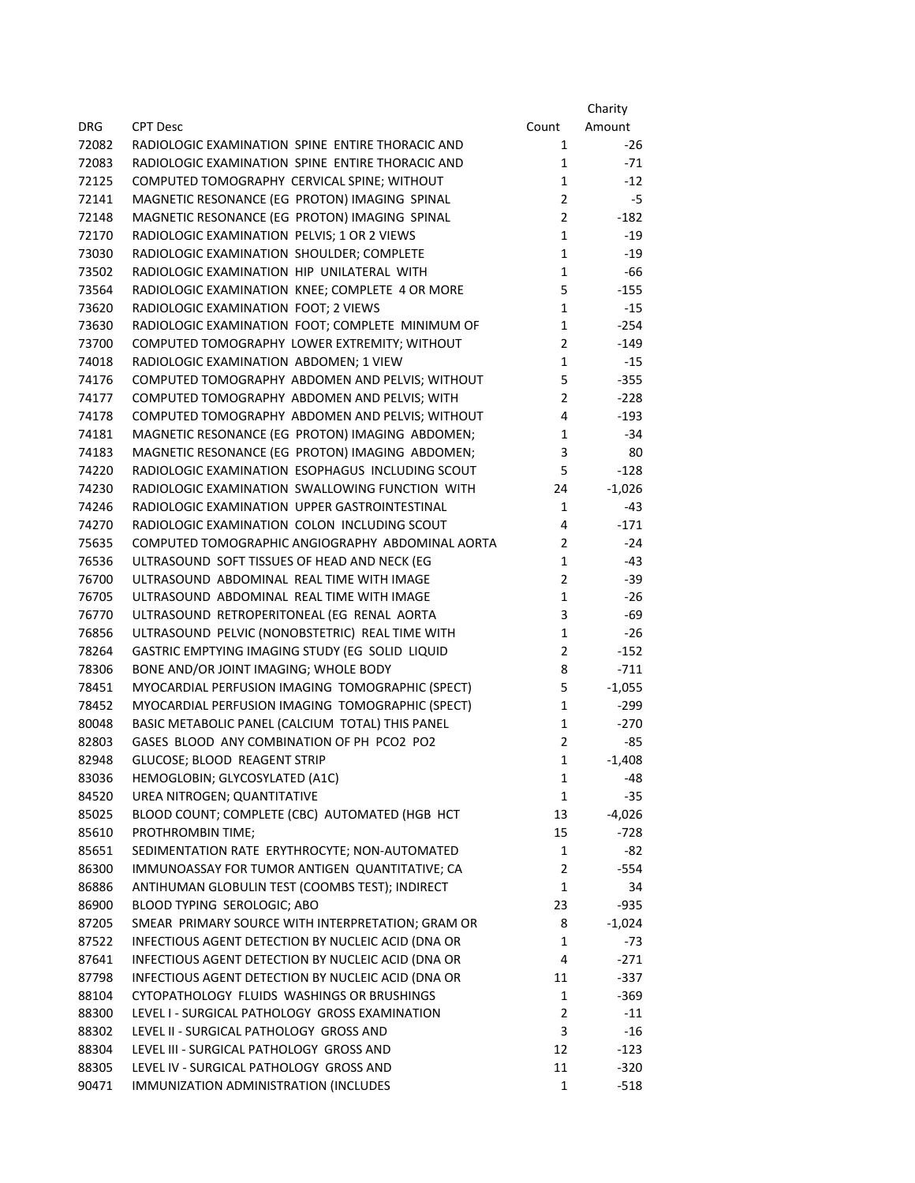| DRG | CPT Desc | Count | Charity Amount |
|---|---|---|---|
| 72082 | RADIOLOGIC EXAMINATION  SPINE  ENTIRE THORACIC AND | 1 | -26 |
| 72083 | RADIOLOGIC EXAMINATION  SPINE  ENTIRE THORACIC AND | 1 | -71 |
| 72125 | COMPUTED TOMOGRAPHY  CERVICAL SPINE; WITHOUT | 1 | -12 |
| 72141 | MAGNETIC RESONANCE (EG  PROTON) IMAGING  SPINAL | 2 | -5 |
| 72148 | MAGNETIC RESONANCE (EG  PROTON) IMAGING  SPINAL | 2 | -182 |
| 72170 | RADIOLOGIC EXAMINATION  PELVIS; 1 OR 2 VIEWS | 1 | -19 |
| 73030 | RADIOLOGIC EXAMINATION  SHOULDER; COMPLETE | 1 | -19 |
| 73502 | RADIOLOGIC EXAMINATION  HIP  UNILATERAL  WITH | 1 | -66 |
| 73564 | RADIOLOGIC EXAMINATION  KNEE; COMPLETE  4 OR MORE | 5 | -155 |
| 73620 | RADIOLOGIC EXAMINATION  FOOT; 2 VIEWS | 1 | -15 |
| 73630 | RADIOLOGIC EXAMINATION  FOOT; COMPLETE  MINIMUM OF | 1 | -254 |
| 73700 | COMPUTED TOMOGRAPHY  LOWER EXTREMITY; WITHOUT | 2 | -149 |
| 74018 | RADIOLOGIC EXAMINATION  ABDOMEN; 1 VIEW | 1 | -15 |
| 74176 | COMPUTED TOMOGRAPHY  ABDOMEN AND PELVIS; WITHOUT | 5 | -355 |
| 74177 | COMPUTED TOMOGRAPHY  ABDOMEN AND PELVIS; WITH | 2 | -228 |
| 74178 | COMPUTED TOMOGRAPHY  ABDOMEN AND PELVIS; WITHOUT | 4 | -193 |
| 74181 | MAGNETIC RESONANCE (EG  PROTON) IMAGING  ABDOMEN; | 1 | -34 |
| 74183 | MAGNETIC RESONANCE (EG  PROTON) IMAGING  ABDOMEN; | 3 | 80 |
| 74220 | RADIOLOGIC EXAMINATION  ESOPHAGUS  INCLUDING SCOUT | 5 | -128 |
| 74230 | RADIOLOGIC EXAMINATION  SWALLOWING FUNCTION  WITH | 24 | -1,026 |
| 74246 | RADIOLOGIC EXAMINATION  UPPER GASTROINTESTINAL | 1 | -43 |
| 74270 | RADIOLOGIC EXAMINATION  COLON  INCLUDING SCOUT | 4 | -171 |
| 75635 | COMPUTED TOMOGRAPHIC ANGIOGRAPHY  ABDOMINAL AORTA | 2 | -24 |
| 76536 | ULTRASOUND  SOFT TISSUES OF HEAD AND NECK (EG | 1 | -43 |
| 76700 | ULTRASOUND  ABDOMINAL  REAL TIME WITH IMAGE | 2 | -39 |
| 76705 | ULTRASOUND  ABDOMINAL  REAL TIME WITH IMAGE | 1 | -26 |
| 76770 | ULTRASOUND  RETROPERITONEAL (EG  RENAL  AORTA | 3 | -69 |
| 76856 | ULTRASOUND  PELVIC (NONOBSTETRIC)  REAL TIME WITH | 1 | -26 |
| 78264 | GASTRIC EMPTYING IMAGING STUDY (EG  SOLID  LIQUID | 2 | -152 |
| 78306 | BONE AND/OR JOINT IMAGING; WHOLE BODY | 8 | -711 |
| 78451 | MYOCARDIAL PERFUSION IMAGING  TOMOGRAPHIC (SPECT) | 5 | -1,055 |
| 78452 | MYOCARDIAL PERFUSION IMAGING  TOMOGRAPHIC (SPECT) | 1 | -299 |
| 80048 | BASIC METABOLIC PANEL (CALCIUM  TOTAL) THIS PANEL | 1 | -270 |
| 82803 | GASES  BLOOD  ANY COMBINATION OF PH  PCO2  PO2 | 2 | -85 |
| 82948 | GLUCOSE; BLOOD  REAGENT STRIP | 1 | -1,408 |
| 83036 | HEMOGLOBIN; GLYCOSYLATED (A1C) | 1 | -48 |
| 84520 | UREA NITROGEN; QUANTITATIVE | 1 | -35 |
| 85025 | BLOOD COUNT; COMPLETE (CBC)  AUTOMATED (HGB  HCT | 13 | -4,026 |
| 85610 | PROTHROMBIN TIME; | 15 | -728 |
| 85651 | SEDIMENTATION RATE  ERYTHROCYTE; NON-AUTOMATED | 1 | -82 |
| 86300 | IMMUNOASSAY FOR TUMOR ANTIGEN  QUANTITATIVE; CA | 2 | -554 |
| 86886 | ANTIHUMAN GLOBULIN TEST (COOMBS TEST); INDIRECT | 1 | 34 |
| 86900 | BLOOD TYPING  SEROLOGIC; ABO | 23 | -935 |
| 87205 | SMEAR  PRIMARY SOURCE WITH INTERPRETATION; GRAM OR | 8 | -1,024 |
| 87522 | INFECTIOUS AGENT DETECTION BY NUCLEIC ACID (DNA OR | 1 | -73 |
| 87641 | INFECTIOUS AGENT DETECTION BY NUCLEIC ACID (DNA OR | 4 | -271 |
| 87798 | INFECTIOUS AGENT DETECTION BY NUCLEIC ACID (DNA OR | 11 | -337 |
| 88104 | CYTOPATHOLOGY  FLUIDS  WASHINGS OR BRUSHINGS | 1 | -369 |
| 88300 | LEVEL I - SURGICAL PATHOLOGY  GROSS EXAMINATION | 2 | -11 |
| 88302 | LEVEL II - SURGICAL PATHOLOGY  GROSS AND | 3 | -16 |
| 88304 | LEVEL III - SURGICAL PATHOLOGY  GROSS AND | 12 | -123 |
| 88305 | LEVEL IV - SURGICAL PATHOLOGY  GROSS AND | 11 | -320 |
| 90471 | IMMUNIZATION ADMINISTRATION (INCLUDES | 1 | -518 |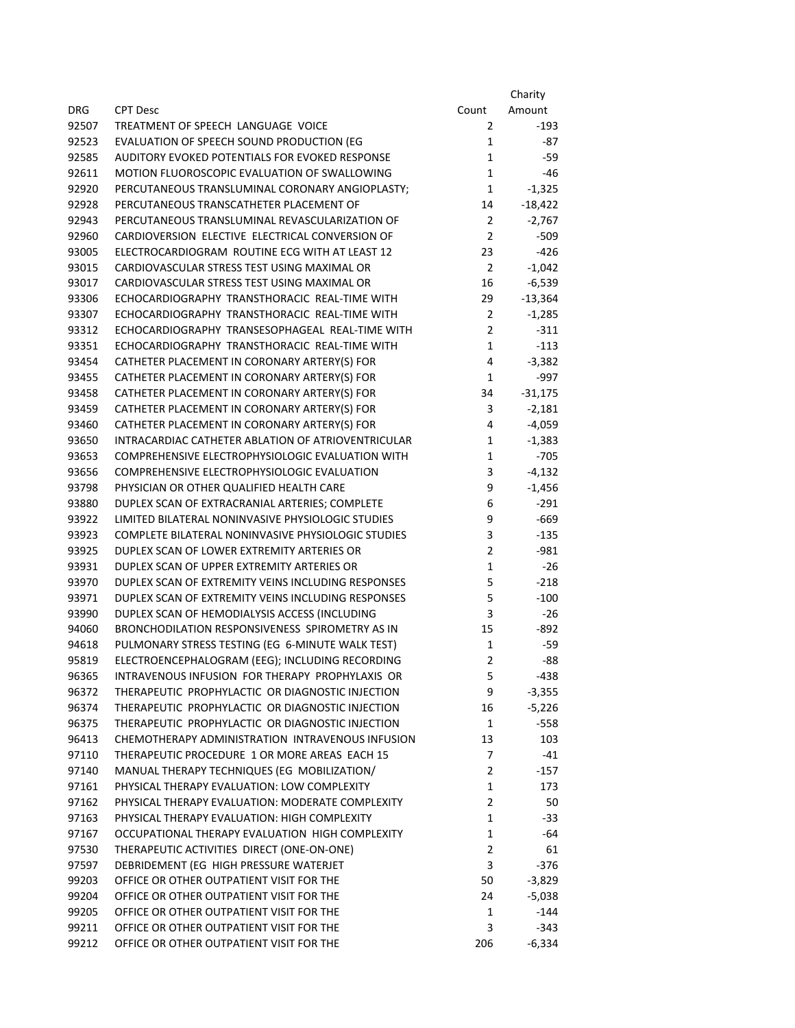| DRG | CPT Desc | Count | Charity Amount |
|---|---|---|---|
| 92507 | TREATMENT OF SPEECH LANGUAGE VOICE | 2 | -193 |
| 92523 | EVALUATION OF SPEECH SOUND PRODUCTION (EG | 1 | -87 |
| 92585 | AUDITORY EVOKED POTENTIALS FOR EVOKED RESPONSE | 1 | -59 |
| 92611 | MOTION FLUOROSCOPIC EVALUATION OF SWALLOWING | 1 | -46 |
| 92920 | PERCUTANEOUS TRANSLUMINAL CORONARY ANGIOPLASTY; | 1 | -1,325 |
| 92928 | PERCUTANEOUS TRANSCATHETER PLACEMENT OF | 14 | -18,422 |
| 92943 | PERCUTANEOUS TRANSLUMINAL REVASCULARIZATION OF | 2 | -2,767 |
| 92960 | CARDIOVERSION ELECTIVE ELECTRICAL CONVERSION OF | 2 | -509 |
| 93005 | ELECTROCARDIOGRAM ROUTINE ECG WITH AT LEAST 12 | 23 | -426 |
| 93015 | CARDIOVASCULAR STRESS TEST USING MAXIMAL OR | 2 | -1,042 |
| 93017 | CARDIOVASCULAR STRESS TEST USING MAXIMAL OR | 16 | -6,539 |
| 93306 | ECHOCARDIOGRAPHY TRANSTHORACIC REAL-TIME WITH | 29 | -13,364 |
| 93307 | ECHOCARDIOGRAPHY TRANSTHORACIC REAL-TIME WITH | 2 | -1,285 |
| 93312 | ECHOCARDIOGRAPHY TRANSESOPHAGEAL REAL-TIME WITH | 2 | -311 |
| 93351 | ECHOCARDIOGRAPHY TRANSTHORACIC REAL-TIME WITH | 1 | -113 |
| 93454 | CATHETER PLACEMENT IN CORONARY ARTERY(S) FOR | 4 | -3,382 |
| 93455 | CATHETER PLACEMENT IN CORONARY ARTERY(S) FOR | 1 | -997 |
| 93458 | CATHETER PLACEMENT IN CORONARY ARTERY(S) FOR | 34 | -31,175 |
| 93459 | CATHETER PLACEMENT IN CORONARY ARTERY(S) FOR | 3 | -2,181 |
| 93460 | CATHETER PLACEMENT IN CORONARY ARTERY(S) FOR | 4 | -4,059 |
| 93650 | INTRACARDIAC CATHETER ABLATION OF ATRIOVENTRICULAR | 1 | -1,383 |
| 93653 | COMPREHENSIVE ELECTROPHYSIOLOGIC EVALUATION WITH | 1 | -705 |
| 93656 | COMPREHENSIVE ELECTROPHYSIOLOGIC EVALUATION | 3 | -4,132 |
| 93798 | PHYSICIAN OR OTHER QUALIFIED HEALTH CARE | 9 | -1,456 |
| 93880 | DUPLEX SCAN OF EXTRACRANIAL ARTERIES; COMPLETE | 6 | -291 |
| 93922 | LIMITED BILATERAL NONINVASIVE PHYSIOLOGIC STUDIES | 9 | -669 |
| 93923 | COMPLETE BILATERAL NONINVASIVE PHYSIOLOGIC STUDIES | 3 | -135 |
| 93925 | DUPLEX SCAN OF LOWER EXTREMITY ARTERIES OR | 2 | -981 |
| 93931 | DUPLEX SCAN OF UPPER EXTREMITY ARTERIES OR | 1 | -26 |
| 93970 | DUPLEX SCAN OF EXTREMITY VEINS INCLUDING RESPONSES | 5 | -218 |
| 93971 | DUPLEX SCAN OF EXTREMITY VEINS INCLUDING RESPONSES | 5 | -100 |
| 93990 | DUPLEX SCAN OF HEMODIALYSIS ACCESS (INCLUDING | 3 | -26 |
| 94060 | BRONCHODILATION RESPONSIVENESS SPIROMETRY AS IN | 15 | -892 |
| 94618 | PULMONARY STRESS TESTING (EG 6-MINUTE WALK TEST) | 1 | -59 |
| 95819 | ELECTROENCEPHALOGRAM (EEG); INCLUDING RECORDING | 2 | -88 |
| 96365 | INTRAVENOUS INFUSION FOR THERAPY PROPHYLAXIS OR | 5 | -438 |
| 96372 | THERAPEUTIC PROPHYLACTIC OR DIAGNOSTIC INJECTION | 9 | -3,355 |
| 96374 | THERAPEUTIC PROPHYLACTIC OR DIAGNOSTIC INJECTION | 16 | -5,226 |
| 96375 | THERAPEUTIC PROPHYLACTIC OR DIAGNOSTIC INJECTION | 1 | -558 |
| 96413 | CHEMOTHERAPY ADMINISTRATION INTRAVENOUS INFUSION | 13 | 103 |
| 97110 | THERAPEUTIC PROCEDURE 1 OR MORE AREAS EACH 15 | 7 | -41 |
| 97140 | MANUAL THERAPY TECHNIQUES (EG MOBILIZATION/ | 2 | -157 |
| 97161 | PHYSICAL THERAPY EVALUATION: LOW COMPLEXITY | 1 | 173 |
| 97162 | PHYSICAL THERAPY EVALUATION: MODERATE COMPLEXITY | 2 | 50 |
| 97163 | PHYSICAL THERAPY EVALUATION: HIGH COMPLEXITY | 1 | -33 |
| 97167 | OCCUPATIONAL THERAPY EVALUATION HIGH COMPLEXITY | 1 | -64 |
| 97530 | THERAPEUTIC ACTIVITIES DIRECT (ONE-ON-ONE) | 2 | 61 |
| 97597 | DEBRIDEMENT (EG HIGH PRESSURE WATERJET | 3 | -376 |
| 99203 | OFFICE OR OTHER OUTPATIENT VISIT FOR THE | 50 | -3,829 |
| 99204 | OFFICE OR OTHER OUTPATIENT VISIT FOR THE | 24 | -5,038 |
| 99205 | OFFICE OR OTHER OUTPATIENT VISIT FOR THE | 1 | -144 |
| 99211 | OFFICE OR OTHER OUTPATIENT VISIT FOR THE | 3 | -343 |
| 99212 | OFFICE OR OTHER OUTPATIENT VISIT FOR THE | 206 | -6,334 |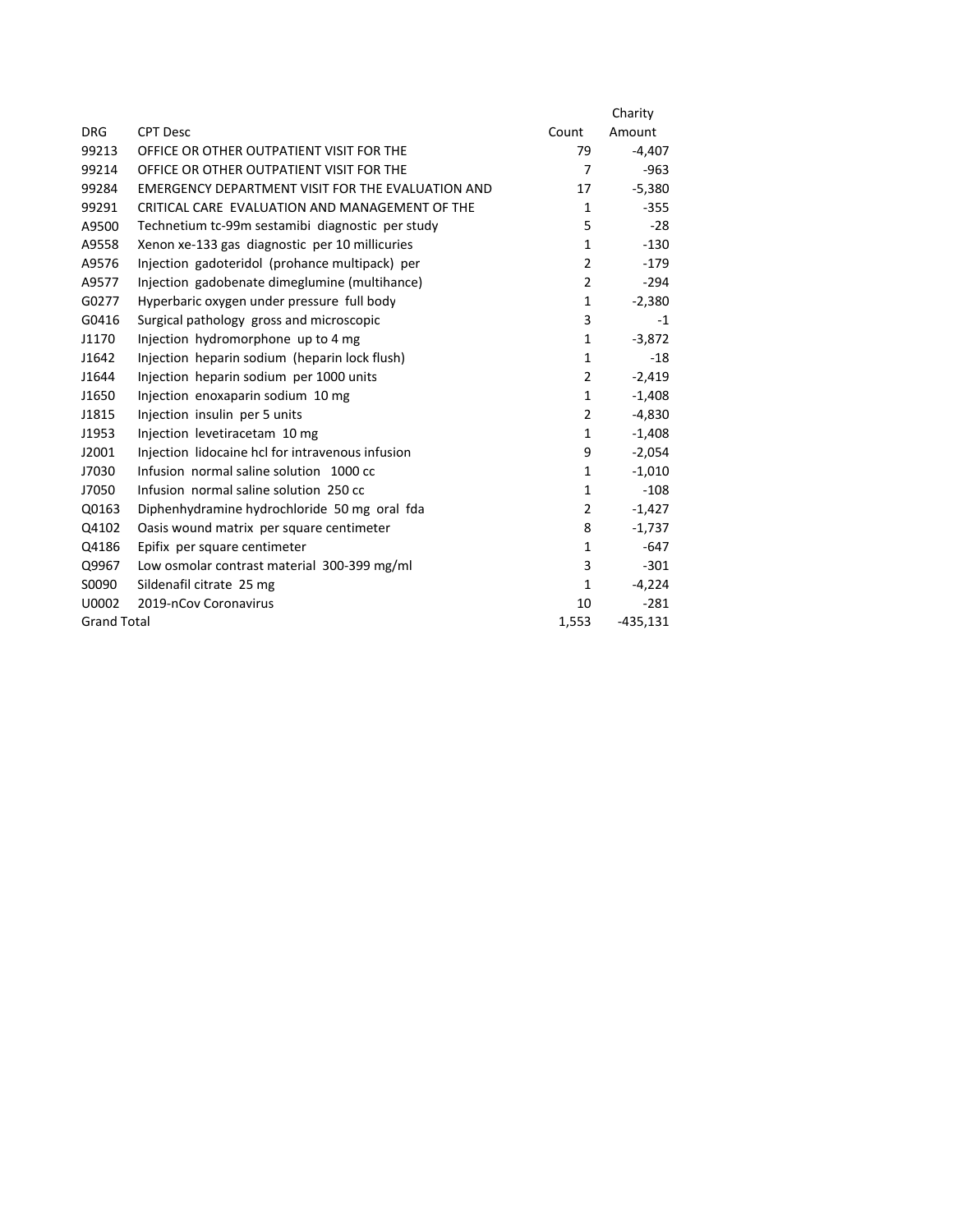| DRG | CPT Desc | Count | Charity Amount |
|---|---|---|---|
| 99213 | OFFICE OR OTHER OUTPATIENT VISIT FOR THE | 79 | -4,407 |
| 99214 | OFFICE OR OTHER OUTPATIENT VISIT FOR THE | 7 | -963 |
| 99284 | EMERGENCY DEPARTMENT VISIT FOR THE EVALUATION AND | 17 | -5,380 |
| 99291 | CRITICAL CARE EVALUATION AND MANAGEMENT OF THE | 1 | -355 |
| A9500 | Technetium tc-99m sestamibi diagnostic per study | 5 | -28 |
| A9558 | Xenon xe-133 gas diagnostic per 10 millicuries | 1 | -130 |
| A9576 | Injection gadoteridol (prohance multipack) per | 2 | -179 |
| A9577 | Injection gadobenate dimeglumine (multihance) | 2 | -294 |
| G0277 | Hyperbaric oxygen under pressure full body | 1 | -2,380 |
| G0416 | Surgical pathology gross and microscopic | 3 | -1 |
| J1170 | Injection hydromorphone up to 4 mg | 1 | -3,872 |
| J1642 | Injection heparin sodium (heparin lock flush) | 1 | -18 |
| J1644 | Injection heparin sodium per 1000 units | 2 | -2,419 |
| J1650 | Injection enoxaparin sodium 10 mg | 1 | -1,408 |
| J1815 | Injection insulin per 5 units | 2 | -4,830 |
| J1953 | Injection levetiracetam 10 mg | 1 | -1,408 |
| J2001 | Injection lidocaine hcl for intravenous infusion | 9 | -2,054 |
| J7030 | Infusion normal saline solution 1000 cc | 1 | -1,010 |
| J7050 | Infusion normal saline solution 250 cc | 1 | -108 |
| Q0163 | Diphenhydramine hydrochloride 50 mg oral fda | 2 | -1,427 |
| Q4102 | Oasis wound matrix per square centimeter | 8 | -1,737 |
| Q4186 | Epifix per square centimeter | 1 | -647 |
| Q9967 | Low osmolar contrast material 300-399 mg/ml | 3 | -301 |
| S0090 | Sildenafil citrate 25 mg | 1 | -4,224 |
| U0002 | 2019-nCov Coronavirus | 10 | -281 |
| Grand Total | | 1,553 | -435,131 |